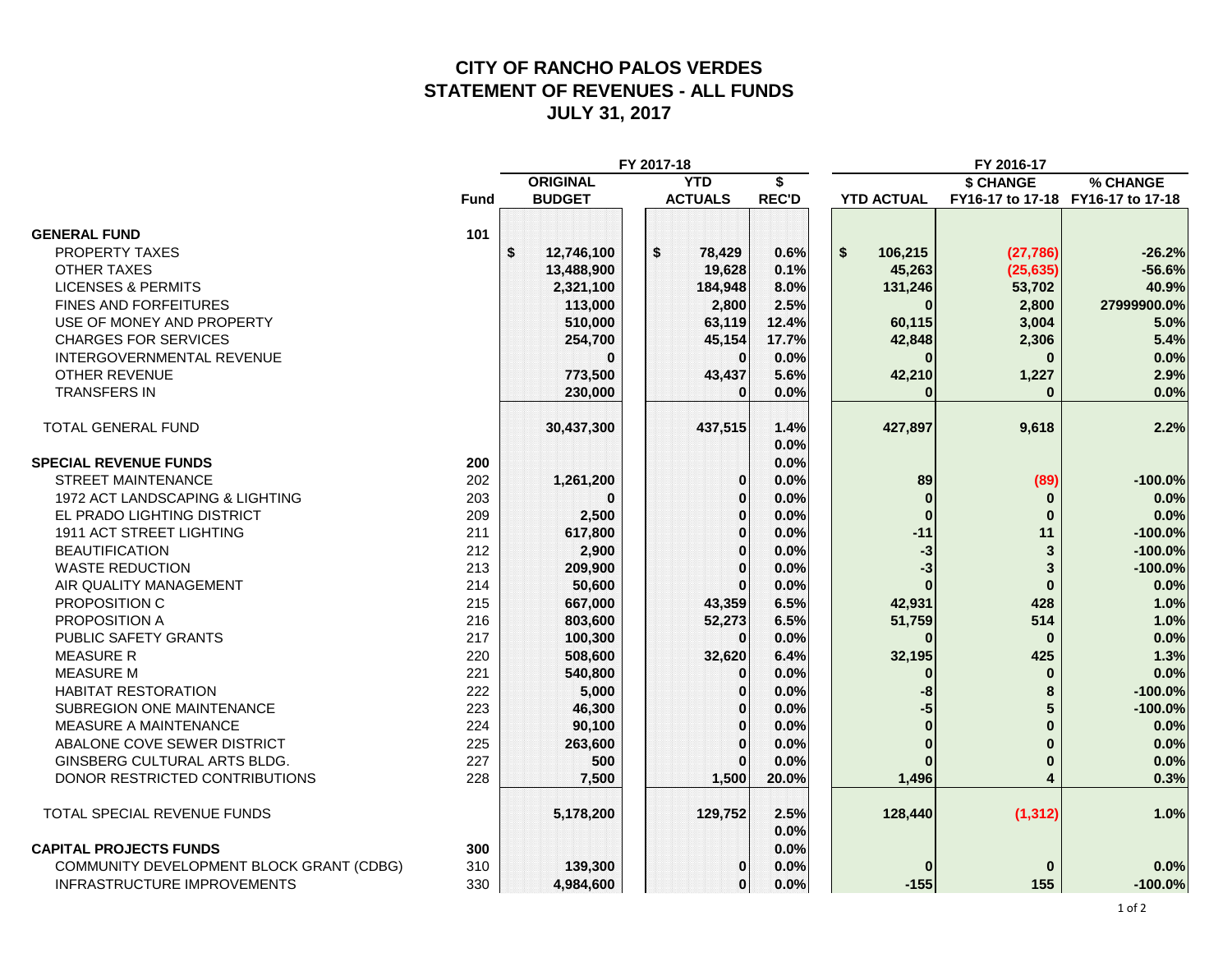# CITY OF RANCHO PALOS VERDES
# STATEMENT OF REVENUES - ALL FUNDS
# JULY 31, 2017

| | Fund | FY 2017-18 ORIGINAL BUDGET | FY 2017-18 YTD ACTUALS | FY 2017-18 $ REC'D | FY 2016-17 YTD ACTUAL | $ CHANGE FY16-17 to 17-18 | % CHANGE FY16-17 to 17-18 |
|---|---|---|---|---|---|---|---|
| **GENERAL FUND** | **101** | | | | | | |
| PROPERTY TAXES | | $ 12,746,100 | $ 78,429 | 0.6% | $ 106,215 | (27,786) | -26.2% |
| OTHER TAXES | | 13,488,900 | 19,628 | 0.1% | 45,263 | (25,635) | -56.6% |
| LICENSES & PERMITS | | 2,321,100 | 184,948 | 8.0% | 131,246 | 53,702 | 40.9% |
| FINES AND FORFEITURES | | 113,000 | 2,800 | 2.5% | 0 | 2,800 | 27999900.0% |
| USE OF MONEY AND PROPERTY | | 510,000 | 63,119 | 12.4% | 60,115 | 3,004 | 5.0% |
| CHARGES FOR SERVICES | | 254,700 | 45,154 | 17.7% | 42,848 | 2,306 | 5.4% |
| INTERGOVERNMENTAL REVENUE | | 0 | 0 | 0.0% | 0 | 0 | 0.0% |
| OTHER REVENUE | | 773,500 | 43,437 | 5.6% | 42,210 | 1,227 | 2.9% |
| TRANSFERS IN | | 230,000 | 0 | 0.0% | 0 | 0 | 0.0% |
| TOTAL GENERAL FUND | | 30,437,300 | 437,515 | 1.4% | 427,897 | 9,618 | 2.2% |
| | | | | 0.0% | | | |
| **SPECIAL REVENUE FUNDS** | **200** | | | 0.0% | | | |
| STREET MAINTENANCE | 202 | 1,261,200 | 0 | 0.0% | 89 | (89) | -100.0% |
| 1972 ACT LANDSCAPING & LIGHTING | 203 | 0 | 0 | 0.0% | 0 | 0 | 0.0% |
| EL PRADO LIGHTING DISTRICT | 209 | 2,500 | 0 | 0.0% | 0 | 0 | 0.0% |
| 1911 ACT STREET LIGHTING | 211 | 617,800 | 0 | 0.0% | -11 | 11 | -100.0% |
| BEAUTIFICATION | 212 | 2,900 | 0 | 0.0% | -3 | 3 | -100.0% |
| WASTE REDUCTION | 213 | 209,900 | 0 | 0.0% | -3 | 3 | -100.0% |
| AIR QUALITY MANAGEMENT | 214 | 50,600 | 0 | 0.0% | 0 | 0 | 0.0% |
| PROPOSITION C | 215 | 667,000 | 43,359 | 6.5% | 42,931 | 428 | 1.0% |
| PROPOSITION A | 216 | 803,600 | 52,273 | 6.5% | 51,759 | 514 | 1.0% |
| PUBLIC SAFETY GRANTS | 217 | 100,300 | 0 | 0.0% | 0 | 0 | 0.0% |
| MEASURE R | 220 | 508,600 | 32,620 | 6.4% | 32,195 | 425 | 1.3% |
| MEASURE M | 221 | 540,800 | 0 | 0.0% | 0 | 0 | 0.0% |
| HABITAT RESTORATION | 222 | 5,000 | 0 | 0.0% | -8 | 8 | -100.0% |
| SUBREGION ONE MAINTENANCE | 223 | 46,300 | 0 | 0.0% | -5 | 5 | -100.0% |
| MEASURE A MAINTENANCE | 224 | 90,100 | 0 | 0.0% | 0 | 0 | 0.0% |
| ABALONE COVE SEWER DISTRICT | 225 | 263,600 | 0 | 0.0% | 0 | 0 | 0.0% |
| GINSBERG CULTURAL ARTS BLDG. | 227 | 500 | 0 | 0.0% | 0 | 0 | 0.0% |
| DONOR RESTRICTED CONTRIBUTIONS | 228 | 7,500 | 1,500 | 20.0% | 1,496 | 4 | 0.3% |
| TOTAL SPECIAL REVENUE FUNDS | | 5,178,200 | 129,752 | 2.5% | 128,440 | (1,312) | 1.0% |
| | | | | 0.0% | | | |
| **CAPITAL PROJECTS FUNDS** | **300** | | | 0.0% | | | |
| COMMUNITY DEVELOPMENT BLOCK GRANT (CDBG) | 310 | 139,300 | 0 | 0.0% | 0 | 0 | 0.0% |
| INFRASTRUCTURE IMPROVEMENTS | 330 | 4,984,600 | 0 | 0.0% | -155 | 155 | -100.0% |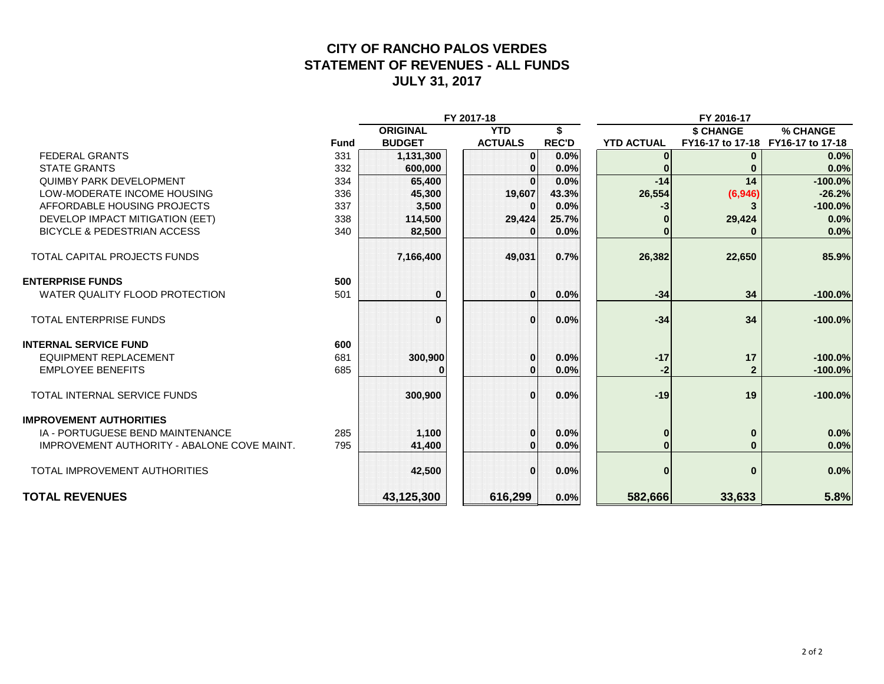# CITY OF RANCHO PALOS VERDES
# STATEMENT OF REVENUES - ALL FUNDS
# JULY 31, 2017

| | | FY 2017-18 | | | FY 2016-17 | | |
|---|---|---|---|---|---|---|---|
| | Fund | ORIGINAL BUDGET | YTD ACTUALS | $ REC'D | YTD ACTUAL | $ CHANGE FY16-17 to 17-18 | % CHANGE FY16-17 to 17-18 |
| FEDERAL GRANTS | 331 | 1,131,300 | 0 | 0.0% | 0 | 0 | 0.0% |
| STATE GRANTS | 332 | 600,000 | 0 | 0.0% | 0 | 0 | 0.0% |
| QUIMBY PARK DEVELOPMENT | 334 | 65,400 | 0 | 0.0% | -14 | 14 | -100.0% |
| LOW-MODERATE INCOME HOUSING | 336 | 45,300 | 19,607 | 43.3% | 26,554 | (6,946) | -26.2% |
| AFFORDABLE HOUSING PROJECTS | 337 | 3,500 | 0 | 0.0% | -3 | 3 | -100.0% |
| DEVELOP IMPACT MITIGATION (EET) | 338 | 114,500 | 29,424 | 25.7% | 0 | 29,424 | 0.0% |
| BICYCLE & PEDESTRIAN ACCESS | 340 | 82,500 | 0 | 0.0% | 0 | 0 | 0.0% |
| TOTAL CAPITAL PROJECTS FUNDS | | 7,166,400 | 49,031 | 0.7% | 26,382 | 22,650 | 85.9% |
| **ENTERPRISE FUNDS** | 500 | | | | | | |
| WATER QUALITY FLOOD PROTECTION | 501 | 0 | 0 | 0.0% | -34 | 34 | -100.0% |
| TOTAL ENTERPRISE FUNDS | | 0 | 0 | 0.0% | -34 | 34 | -100.0% |
| **INTERNAL SERVICE FUND** | 600 | | | | | | |
| EQUIPMENT REPLACEMENT | 681 | 300,900 | 0 | 0.0% | -17 | 17 | -100.0% |
| EMPLOYEE BENEFITS | 685 | 0 | 0 | 0.0% | -2 | 2 | -100.0% |
| TOTAL INTERNAL SERVICE FUNDS | | 300,900 | 0 | 0.0% | -19 | 19 | -100.0% |
| **IMPROVEMENT AUTHORITIES** | | | | | | | |
| IA - PORTUGUESE BEND MAINTENANCE | 285 | 1,100 | 0 | 0.0% | 0 | 0 | 0.0% |
| IMPROVEMENT AUTHORITY - ABALONE COVE MAINT. | 795 | 41,400 | 0 | 0.0% | 0 | 0 | 0.0% |
| TOTAL IMPROVEMENT AUTHORITIES | | 42,500 | 0 | 0.0% | 0 | 0 | 0.0% |
| **TOTAL REVENUES** | | 43,125,300 | 616,299 | 0.0% | 582,666 | 33,633 | 5.8% |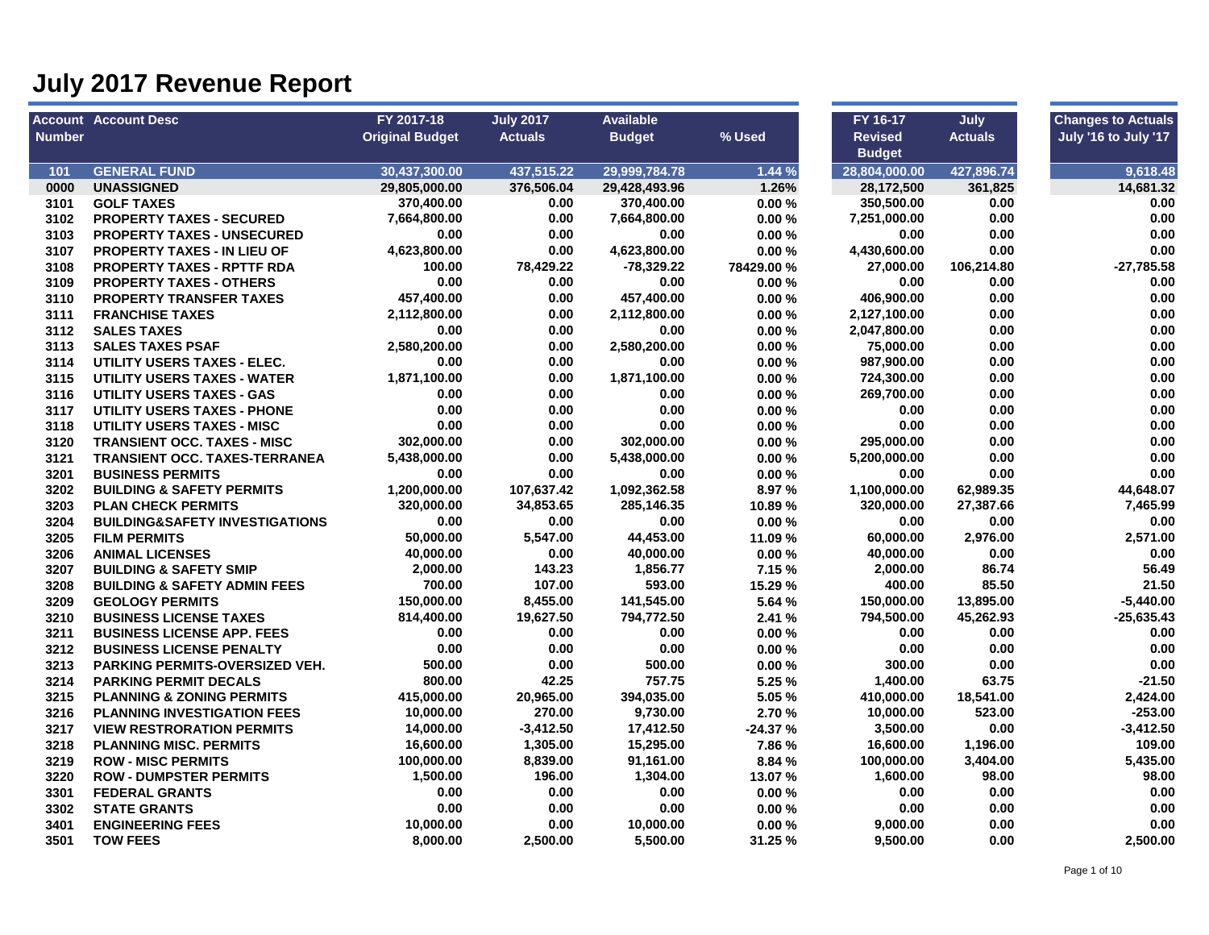# July 2017 Revenue Report

| Account Number | Account Desc | FY 2017-18 Original Budget | July 2017 Actuals | Available Budget | % Used | FY 16-17 Revised Budget | July Actuals | Changes to Actuals July '16 to July '17 |
|---|---|---|---|---|---|---|---|---|
| 101 | GENERAL FUND | 30,437,300.00 | 437,515.22 | 29,999,784.78 | 1.44 % | 28,804,000.00 | 427,896.74 | 9,618.48 |
| 0000 | UNASSIGNED | 29,805,000.00 | 376,506.04 | 29,428,493.96 | 1.26% | 28,172,500 | 361,825 | 14,681.32 |
| 3101 | GOLF TAXES | 370,400.00 | 0.00 | 370,400.00 | 0.00 % | 350,500.00 | 0.00 | 0.00 |
| 3102 | PROPERTY TAXES - SECURED | 7,664,800.00 | 0.00 | 7,664,800.00 | 0.00 % | 7,251,000.00 | 0.00 | 0.00 |
| 3103 | PROPERTY TAXES - UNSECURED | 0.00 | 0.00 | 0.00 | 0.00 % | 0.00 | 0.00 | 0.00 |
| 3107 | PROPERTY TAXES - IN LIEU OF | 4,623,800.00 | 0.00 | 4,623,800.00 | 0.00 % | 4,430,600.00 | 0.00 | 0.00 |
| 3108 | PROPERTY TAXES - RPTTF RDA | 100.00 | 78,429.22 | -78,329.22 | 78429.00 % | 27,000.00 | 106,214.80 | -27,785.58 |
| 3109 | PROPERTY TAXES - OTHERS | 0.00 | 0.00 | 0.00 | 0.00 % | 0.00 | 0.00 | 0.00 |
| 3110 | PROPERTY TRANSFER TAXES | 457,400.00 | 0.00 | 457,400.00 | 0.00 % | 406,900.00 | 0.00 | 0.00 |
| 3111 | FRANCHISE TAXES | 2,112,800.00 | 0.00 | 2,112,800.00 | 0.00 % | 2,127,100.00 | 0.00 | 0.00 |
| 3112 | SALES TAXES | 0.00 | 0.00 | 0.00 | 0.00 % | 2,047,800.00 | 0.00 | 0.00 |
| 3113 | SALES TAXES PSAF | 2,580,200.00 | 0.00 | 2,580,200.00 | 0.00 % | 75,000.00 | 0.00 | 0.00 |
| 3114 | UTILITY USERS TAXES - ELEC. | 0.00 | 0.00 | 0.00 | 0.00 % | 987,900.00 | 0.00 | 0.00 |
| 3115 | UTILITY USERS TAXES - WATER | 1,871,100.00 | 0.00 | 1,871,100.00 | 0.00 % | 724,300.00 | 0.00 | 0.00 |
| 3116 | UTILITY USERS TAXES - GAS | 0.00 | 0.00 | 0.00 | 0.00 % | 269,700.00 | 0.00 | 0.00 |
| 3117 | UTILITY USERS TAXES - PHONE | 0.00 | 0.00 | 0.00 | 0.00 % | 0.00 | 0.00 | 0.00 |
| 3118 | UTILITY USERS TAXES - MISC | 0.00 | 0.00 | 0.00 | 0.00 % | 0.00 | 0.00 | 0.00 |
| 3120 | TRANSIENT OCC. TAXES - MISC | 302,000.00 | 0.00 | 302,000.00 | 0.00 % | 295,000.00 | 0.00 | 0.00 |
| 3121 | TRANSIENT OCC. TAXES-TERRANEA | 5,438,000.00 | 0.00 | 5,438,000.00 | 0.00 % | 5,200,000.00 | 0.00 | 0.00 |
| 3201 | BUSINESS PERMITS | 0.00 | 0.00 | 0.00 | 0.00 % | 0.00 | 0.00 | 0.00 |
| 3202 | BUILDING & SAFETY PERMITS | 1,200,000.00 | 107,637.42 | 1,092,362.58 | 8.97 % | 1,100,000.00 | 62,989.35 | 44,648.07 |
| 3203 | PLAN CHECK PERMITS | 320,000.00 | 34,853.65 | 285,146.35 | 10.89 % | 320,000.00 | 27,387.66 | 7,465.99 |
| 3204 | BUILDING&SAFETY INVESTIGATIONS | 0.00 | 0.00 | 0.00 | 0.00 % | 0.00 | 0.00 | 0.00 |
| 3205 | FILM PERMITS | 50,000.00 | 5,547.00 | 44,453.00 | 11.09 % | 60,000.00 | 2,976.00 | 2,571.00 |
| 3206 | ANIMAL LICENSES | 40,000.00 | 0.00 | 40,000.00 | 0.00 % | 40,000.00 | 0.00 | 0.00 |
| 3207 | BUILDING & SAFETY SMIP | 2,000.00 | 143.23 | 1,856.77 | 7.15 % | 2,000.00 | 86.74 | 56.49 |
| 3208 | BUILDING & SAFETY ADMIN FEES | 700.00 | 107.00 | 593.00 | 15.29 % | 400.00 | 85.50 | 21.50 |
| 3209 | GEOLOGY PERMITS | 150,000.00 | 8,455.00 | 141,545.00 | 5.64 % | 150,000.00 | 13,895.00 | -5,440.00 |
| 3210 | BUSINESS LICENSE TAXES | 814,400.00 | 19,627.50 | 794,772.50 | 2.41 % | 794,500.00 | 45,262.93 | -25,635.43 |
| 3211 | BUSINESS LICENSE APP. FEES | 0.00 | 0.00 | 0.00 | 0.00 % | 0.00 | 0.00 | 0.00 |
| 3212 | BUSINESS LICENSE PENALTY | 0.00 | 0.00 | 0.00 | 0.00 % | 0.00 | 0.00 | 0.00 |
| 3213 | PARKING PERMITS-OVERSIZED VEH. | 500.00 | 0.00 | 500.00 | 0.00 % | 300.00 | 0.00 | 0.00 |
| 3214 | PARKING PERMIT DECALS | 800.00 | 42.25 | 757.75 | 5.25 % | 1,400.00 | 63.75 | -21.50 |
| 3215 | PLANNING & ZONING PERMITS | 415,000.00 | 20,965.00 | 394,035.00 | 5.05 % | 410,000.00 | 18,541.00 | 2,424.00 |
| 3216 | PLANNING INVESTIGATION FEES | 10,000.00 | 270.00 | 9,730.00 | 2.70 % | 10,000.00 | 523.00 | -253.00 |
| 3217 | VIEW RESTRORATION PERMITS | 14,000.00 | -3,412.50 | 17,412.50 | -24.37 % | 3,500.00 | 0.00 | -3,412.50 |
| 3218 | PLANNING MISC. PERMITS | 16,600.00 | 1,305.00 | 15,295.00 | 7.86 % | 16,600.00 | 1,196.00 | 109.00 |
| 3219 | ROW - MISC PERMITS | 100,000.00 | 8,839.00 | 91,161.00 | 8.84 % | 100,000.00 | 3,404.00 | 5,435.00 |
| 3220 | ROW - DUMPSTER PERMITS | 1,500.00 | 196.00 | 1,304.00 | 13.07 % | 1,600.00 | 98.00 | 98.00 |
| 3301 | FEDERAL GRANTS | 0.00 | 0.00 | 0.00 | 0.00 % | 0.00 | 0.00 | 0.00 |
| 3302 | STATE GRANTS | 0.00 | 0.00 | 0.00 | 0.00 % | 0.00 | 0.00 | 0.00 |
| 3401 | ENGINEERING FEES | 10,000.00 | 0.00 | 10,000.00 | 0.00 % | 9,000.00 | 0.00 | 0.00 |
| 3501 | TOW FEES | 8,000.00 | 2,500.00 | 5,500.00 | 31.25 % | 9,500.00 | 0.00 | 2,500.00 |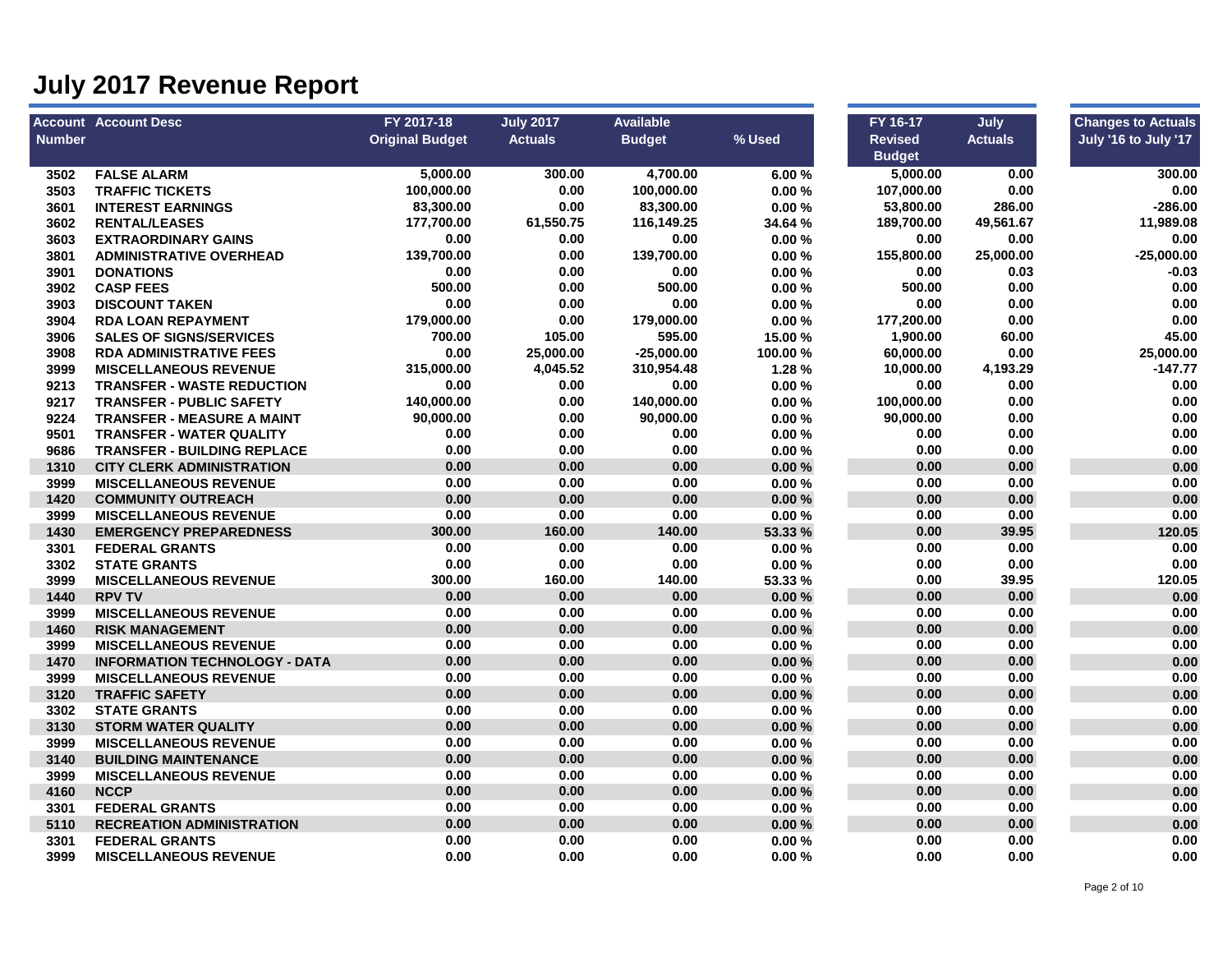# July 2017 Revenue Report

| Account Number | Account Desc | FY 2017-18 Original Budget | July 2017 Actuals | Available Budget | % Used | FY 16-17 Revised Budget | July Actuals | Changes to Actuals July '16 to July '17 |
|---|---|---|---|---|---|---|---|---|
| 3502 | FALSE ALARM | 5,000.00 | 300.00 | 4,700.00 | 6.00 % | 5,000.00 | 0.00 | 300.00 |
| 3503 | TRAFFIC TICKETS | 100,000.00 | 0.00 | 100,000.00 | 0.00 % | 107,000.00 | 0.00 | 0.00 |
| 3601 | INTEREST EARNINGS | 83,300.00 | 0.00 | 83,300.00 | 0.00 % | 53,800.00 | 286.00 | -286.00 |
| 3602 | RENTAL/LEASES | 177,700.00 | 61,550.75 | 116,149.25 | 34.64 % | 189,700.00 | 49,561.67 | 11,989.08 |
| 3603 | EXTRAORDINARY GAINS | 0.00 | 0.00 | 0.00 | 0.00 % | 0.00 | 0.00 | 0.00 |
| 3801 | ADMINISTRATIVE OVERHEAD | 139,700.00 | 0.00 | 139,700.00 | 0.00 % | 155,800.00 | 25,000.00 | -25,000.00 |
| 3901 | DONATIONS | 0.00 | 0.00 | 0.00 | 0.00 % | 0.00 | 0.03 | -0.03 |
| 3902 | CASP FEES | 500.00 | 0.00 | 500.00 | 0.00 % | 500.00 | 0.00 | 0.00 |
| 3903 | DISCOUNT TAKEN | 0.00 | 0.00 | 0.00 | 0.00 % | 0.00 | 0.00 | 0.00 |
| 3904 | RDA LOAN REPAYMENT | 179,000.00 | 0.00 | 179,000.00 | 0.00 % | 177,200.00 | 0.00 | 0.00 |
| 3906 | SALES OF SIGNS/SERVICES | 700.00 | 105.00 | 595.00 | 15.00 % | 1,900.00 | 60.00 | 45.00 |
| 3908 | RDA ADMINISTRATIVE FEES | 0.00 | 25,000.00 | -25,000.00 | 100.00 % | 60,000.00 | 0.00 | 25,000.00 |
| 3999 | MISCELLANEOUS REVENUE | 315,000.00 | 4,045.52 | 310,954.48 | 1.28 % | 10,000.00 | 4,193.29 | -147.77 |
| 9213 | TRANSFER - WASTE REDUCTION | 0.00 | 0.00 | 0.00 | 0.00 % | 0.00 | 0.00 | 0.00 |
| 9217 | TRANSFER - PUBLIC SAFETY | 140,000.00 | 0.00 | 140,000.00 | 0.00 % | 100,000.00 | 0.00 | 0.00 |
| 9224 | TRANSFER - MEASURE A MAINT | 90,000.00 | 0.00 | 90,000.00 | 0.00 % | 90,000.00 | 0.00 | 0.00 |
| 9501 | TRANSFER - WATER QUALITY | 0.00 | 0.00 | 0.00 | 0.00 % | 0.00 | 0.00 | 0.00 |
| 9686 | TRANSFER - BUILDING REPLACE | 0.00 | 0.00 | 0.00 | 0.00 % | 0.00 | 0.00 | 0.00 |
| 1310 | CITY CLERK ADMINISTRATION | 0.00 | 0.00 | 0.00 | 0.00 % | 0.00 | 0.00 | 0.00 |
| 3999 | MISCELLANEOUS REVENUE | 0.00 | 0.00 | 0.00 | 0.00 % | 0.00 | 0.00 | 0.00 |
| 1420 | COMMUNITY OUTREACH | 0.00 | 0.00 | 0.00 | 0.00 % | 0.00 | 0.00 | 0.00 |
| 3999 | MISCELLANEOUS REVENUE | 0.00 | 0.00 | 0.00 | 0.00 % | 0.00 | 0.00 | 0.00 |
| 1430 | EMERGENCY PREPAREDNESS | 300.00 | 160.00 | 140.00 | 53.33 % | 0.00 | 39.95 | 120.05 |
| 3301 | FEDERAL GRANTS | 0.00 | 0.00 | 0.00 | 0.00 % | 0.00 | 0.00 | 0.00 |
| 3302 | STATE GRANTS | 0.00 | 0.00 | 0.00 | 0.00 % | 0.00 | 0.00 | 0.00 |
| 3999 | MISCELLANEOUS REVENUE | 300.00 | 160.00 | 140.00 | 53.33 % | 0.00 | 39.95 | 120.05 |
| 1440 | RPV TV | 0.00 | 0.00 | 0.00 | 0.00 % | 0.00 | 0.00 | 0.00 |
| 3999 | MISCELLANEOUS REVENUE | 0.00 | 0.00 | 0.00 | 0.00 % | 0.00 | 0.00 | 0.00 |
| 1460 | RISK MANAGEMENT | 0.00 | 0.00 | 0.00 | 0.00 % | 0.00 | 0.00 | 0.00 |
| 3999 | MISCELLANEOUS REVENUE | 0.00 | 0.00 | 0.00 | 0.00 % | 0.00 | 0.00 | 0.00 |
| 1470 | INFORMATION TECHNOLOGY - DATA | 0.00 | 0.00 | 0.00 | 0.00 % | 0.00 | 0.00 | 0.00 |
| 3999 | MISCELLANEOUS REVENUE | 0.00 | 0.00 | 0.00 | 0.00 % | 0.00 | 0.00 | 0.00 |
| 3120 | TRAFFIC SAFETY | 0.00 | 0.00 | 0.00 | 0.00 % | 0.00 | 0.00 | 0.00 |
| 3302 | STATE GRANTS | 0.00 | 0.00 | 0.00 | 0.00 % | 0.00 | 0.00 | 0.00 |
| 3130 | STORM WATER QUALITY | 0.00 | 0.00 | 0.00 | 0.00 % | 0.00 | 0.00 | 0.00 |
| 3999 | MISCELLANEOUS REVENUE | 0.00 | 0.00 | 0.00 | 0.00 % | 0.00 | 0.00 | 0.00 |
| 3140 | BUILDING MAINTENANCE | 0.00 | 0.00 | 0.00 | 0.00 % | 0.00 | 0.00 | 0.00 |
| 3999 | MISCELLANEOUS REVENUE | 0.00 | 0.00 | 0.00 | 0.00 % | 0.00 | 0.00 | 0.00 |
| 4160 | NCCP | 0.00 | 0.00 | 0.00 | 0.00 % | 0.00 | 0.00 | 0.00 |
| 3301 | FEDERAL GRANTS | 0.00 | 0.00 | 0.00 | 0.00 % | 0.00 | 0.00 | 0.00 |
| 5110 | RECREATION ADMINISTRATION | 0.00 | 0.00 | 0.00 | 0.00 % | 0.00 | 0.00 | 0.00 |
| 3301 | FEDERAL GRANTS | 0.00 | 0.00 | 0.00 | 0.00 % | 0.00 | 0.00 | 0.00 |
| 3999 | MISCELLANEOUS REVENUE | 0.00 | 0.00 | 0.00 | 0.00 % | 0.00 | 0.00 | 0.00 |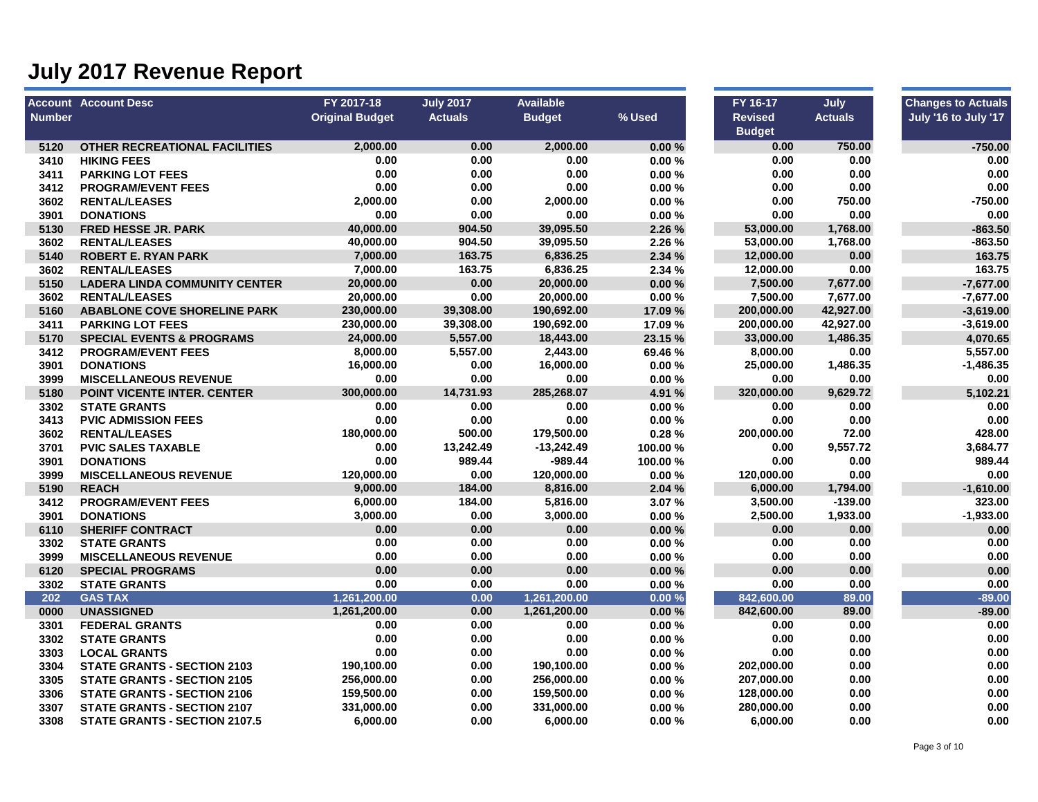# July 2017 Revenue Report

| Account Number | Account Desc | FY 2017-18 Original Budget | July 2017 Actuals | Available Budget | % Used | FY 16-17 Revised Budget | July Actuals | Changes to Actuals July '16 to July '17 |
|---|---|---|---|---|---|---|---|---|
| 5120 | OTHER RECREATIONAL FACILITIES | 2,000.00 | 0.00 | 2,000.00 | 0.00 % | 0.00 | 750.00 | -750.00 |
| 3410 | HIKING FEES | 0.00 | 0.00 | 0.00 | 0.00 % | 0.00 | 0.00 | 0.00 |
| 3411 | PARKING LOT FEES | 0.00 | 0.00 | 0.00 | 0.00 % | 0.00 | 0.00 | 0.00 |
| 3412 | PROGRAM/EVENT FEES | 0.00 | 0.00 | 0.00 | 0.00 % | 0.00 | 0.00 | 0.00 |
| 3602 | RENTAL/LEASES | 2,000.00 | 0.00 | 2,000.00 | 0.00 % | 0.00 | 750.00 | -750.00 |
| 3901 | DONATIONS | 0.00 | 0.00 | 0.00 | 0.00 % | 0.00 | 0.00 | 0.00 |
| 5130 | FRED HESSE JR. PARK | 40,000.00 | 904.50 | 39,095.50 | 2.26 % | 53,000.00 | 1,768.00 | -863.50 |
| 3602 | RENTAL/LEASES | 40,000.00 | 904.50 | 39,095.50 | 2.26 % | 53,000.00 | 1,768.00 | -863.50 |
| 5140 | ROBERT E. RYAN PARK | 7,000.00 | 163.75 | 6,836.25 | 2.34 % | 12,000.00 | 0.00 | 163.75 |
| 3602 | RENTAL/LEASES | 7,000.00 | 163.75 | 6,836.25 | 2.34 % | 12,000.00 | 0.00 | 163.75 |
| 5150 | LADERA LINDA COMMUNITY CENTER | 20,000.00 | 0.00 | 20,000.00 | 0.00 % | 7,500.00 | 7,677.00 | -7,677.00 |
| 3602 | RENTAL/LEASES | 20,000.00 | 0.00 | 20,000.00 | 0.00 % | 7,500.00 | 7,677.00 | -7,677.00 |
| 5160 | ABABLONE COVE SHORELINE PARK | 230,000.00 | 39,308.00 | 190,692.00 | 17.09 % | 200,000.00 | 42,927.00 | -3,619.00 |
| 3411 | PARKING LOT FEES | 230,000.00 | 39,308.00 | 190,692.00 | 17.09 % | 200,000.00 | 42,927.00 | -3,619.00 |
| 5170 | SPECIAL EVENTS & PROGRAMS | 24,000.00 | 5,557.00 | 18,443.00 | 23.15 % | 33,000.00 | 1,486.35 | 4,070.65 |
| 3412 | PROGRAM/EVENT FEES | 8,000.00 | 5,557.00 | 2,443.00 | 69.46 % | 8,000.00 | 0.00 | 5,557.00 |
| 3901 | DONATIONS | 16,000.00 | 0.00 | 16,000.00 | 0.00 % | 25,000.00 | 1,486.35 | -1,486.35 |
| 3999 | MISCELLANEOUS REVENUE | 0.00 | 0.00 | 0.00 | 0.00 % | 0.00 | 0.00 | 0.00 |
| 5180 | POINT VICENTE INTER. CENTER | 300,000.00 | 14,731.93 | 285,268.07 | 4.91 % | 320,000.00 | 9,629.72 | 5,102.21 |
| 3302 | STATE GRANTS | 0.00 | 0.00 | 0.00 | 0.00 % | 0.00 | 0.00 | 0.00 |
| 3413 | PVIC ADMISSION FEES | 0.00 | 0.00 | 0.00 | 0.00 % | 0.00 | 0.00 | 0.00 |
| 3602 | RENTAL/LEASES | 180,000.00 | 500.00 | 179,500.00 | 0.28 % | 200,000.00 | 72.00 | 428.00 |
| 3701 | PVIC SALES TAXABLE | 0.00 | 13,242.49 | -13,242.49 | 100.00 % | 0.00 | 9,557.72 | 3,684.77 |
| 3901 | DONATIONS | 0.00 | 989.44 | -989.44 | 100.00 % | 0.00 | 0.00 | 989.44 |
| 3999 | MISCELLANEOUS REVENUE | 120,000.00 | 0.00 | 120,000.00 | 0.00 % | 120,000.00 | 0.00 | 0.00 |
| 5190 | REACH | 9,000.00 | 184.00 | 8,816.00 | 2.04 % | 6,000.00 | 1,794.00 | -1,610.00 |
| 3412 | PROGRAM/EVENT FEES | 6,000.00 | 184.00 | 5,816.00 | 3.07 % | 3,500.00 | -139.00 | 323.00 |
| 3901 | DONATIONS | 3,000.00 | 0.00 | 3,000.00 | 0.00 % | 2,500.00 | 1,933.00 | -1,933.00 |
| 6110 | SHERIFF CONTRACT | 0.00 | 0.00 | 0.00 | 0.00 % | 0.00 | 0.00 | 0.00 |
| 3302 | STATE GRANTS | 0.00 | 0.00 | 0.00 | 0.00 % | 0.00 | 0.00 | 0.00 |
| 3999 | MISCELLANEOUS REVENUE | 0.00 | 0.00 | 0.00 | 0.00 % | 0.00 | 0.00 | 0.00 |
| 6120 | SPECIAL PROGRAMS | 0.00 | 0.00 | 0.00 | 0.00 % | 0.00 | 0.00 | 0.00 |
| 3302 | STATE GRANTS | 0.00 | 0.00 | 0.00 | 0.00 % | 0.00 | 0.00 | 0.00 |
| 202 | GAS TAX | 1,261,200.00 | 0.00 | 1,261,200.00 | 0.00 % | 842,600.00 | 89.00 | -89.00 |
| 0000 | UNASSIGNED | 1,261,200.00 | 0.00 | 1,261,200.00 | 0.00 % | 842,600.00 | 89.00 | -89.00 |
| 3301 | FEDERAL GRANTS | 0.00 | 0.00 | 0.00 | 0.00 % | 0.00 | 0.00 | 0.00 |
| 3302 | STATE GRANTS | 0.00 | 0.00 | 0.00 | 0.00 % | 0.00 | 0.00 | 0.00 |
| 3303 | LOCAL GRANTS | 0.00 | 0.00 | 0.00 | 0.00 % | 0.00 | 0.00 | 0.00 |
| 3304 | STATE GRANTS - SECTION 2103 | 190,100.00 | 0.00 | 190,100.00 | 0.00 % | 202,000.00 | 0.00 | 0.00 |
| 3305 | STATE GRANTS - SECTION 2105 | 256,000.00 | 0.00 | 256,000.00 | 0.00 % | 207,000.00 | 0.00 | 0.00 |
| 3306 | STATE GRANTS - SECTION 2106 | 159,500.00 | 0.00 | 159,500.00 | 0.00 % | 128,000.00 | 0.00 | 0.00 |
| 3307 | STATE GRANTS - SECTION 2107 | 331,000.00 | 0.00 | 331,000.00 | 0.00 % | 280,000.00 | 0.00 | 0.00 |
| 3308 | STATE GRANTS - SECTION 2107.5 | 6,000.00 | 0.00 | 6,000.00 | 0.00 % | 6,000.00 | 0.00 | 0.00 |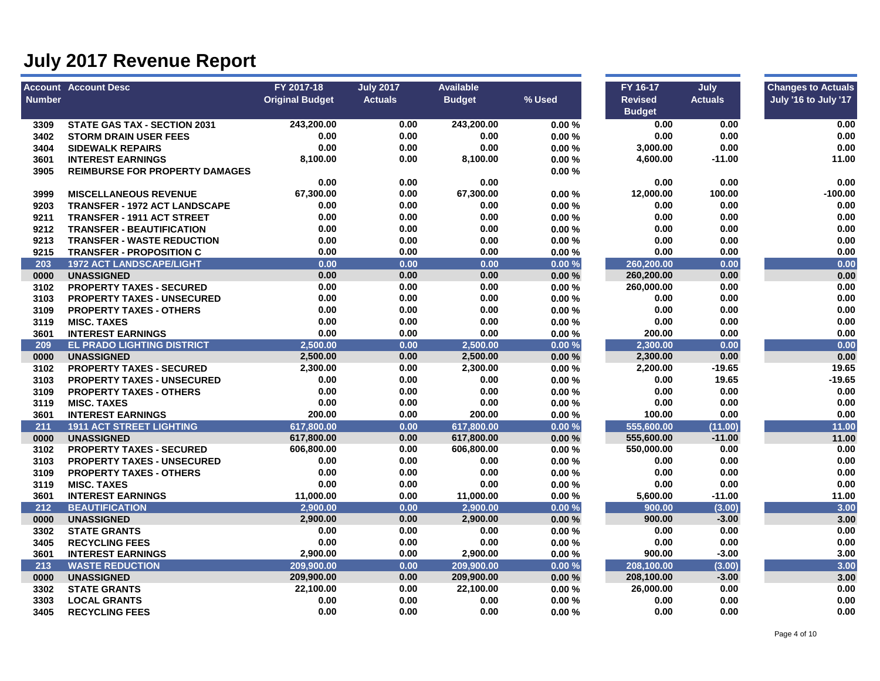# July 2017 Revenue Report

| Account Number | Account Desc | FY 2017-18 Original Budget | July 2017 Actuals | Available Budget | % Used | FY 16-17 Revised Budget | July Actuals | Changes to Actuals July '16 to July '17 |
|---|---|---|---|---|---|---|---|---|
| 3309 | STATE GAS TAX - SECTION 2031 | 243,200.00 | 0.00 | 243,200.00 | 0.00 % | 0.00 | 0.00 | 0.00 |
| 3402 | STORM DRAIN USER FEES | 0.00 | 0.00 | 0.00 | 0.00 % | 0.00 | 0.00 | 0.00 |
| 3404 | SIDEWALK REPAIRS | 0.00 | 0.00 | 0.00 | 0.00 % | 3,000.00 | 0.00 | 0.00 |
| 3601 | INTEREST EARNINGS | 8,100.00 | 0.00 | 8,100.00 | 0.00 % | 4,600.00 | -11.00 | 11.00 |
| 3905 | REIMBURSE FOR PROPERTY DAMAGES | 0.00 | 0.00 | 0.00 | 0.00 % | 0.00 | 0.00 | 0.00 |
| 3999 | MISCELLANEOUS REVENUE | 67,300.00 | 0.00 | 67,300.00 | 0.00 % | 12,000.00 | 100.00 | -100.00 |
| 9203 | TRANSFER - 1972 ACT LANDSCAPE | 0.00 | 0.00 | 0.00 | 0.00 % | 0.00 | 0.00 | 0.00 |
| 9211 | TRANSFER - 1911 ACT STREET | 0.00 | 0.00 | 0.00 | 0.00 % | 0.00 | 0.00 | 0.00 |
| 9212 | TRANSFER - BEAUTIFICATION | 0.00 | 0.00 | 0.00 | 0.00 % | 0.00 | 0.00 | 0.00 |
| 9213 | TRANSFER - WASTE REDUCTION | 0.00 | 0.00 | 0.00 | 0.00 % | 0.00 | 0.00 | 0.00 |
| 9215 | TRANSFER - PROPOSITION C | 0.00 | 0.00 | 0.00 | 0.00 % | 0.00 | 0.00 | 0.00 |
| 203 | 1972 ACT LANDSCAPE/LIGHT | 0.00 | 0.00 | 0.00 | 0.00 % | 260,200.00 | 0.00 | 0.00 |
| 0000 | UNASSIGNED | 0.00 | 0.00 | 0.00 | 0.00 % | 260,200.00 | 0.00 | 0.00 |
| 3102 | PROPERTY TAXES - SECURED | 0.00 | 0.00 | 0.00 | 0.00 % | 260,000.00 | 0.00 | 0.00 |
| 3103 | PROPERTY TAXES - UNSECURED | 0.00 | 0.00 | 0.00 | 0.00 % | 0.00 | 0.00 | 0.00 |
| 3109 | PROPERTY TAXES - OTHERS | 0.00 | 0.00 | 0.00 | 0.00 % | 0.00 | 0.00 | 0.00 |
| 3119 | MISC. TAXES | 0.00 | 0.00 | 0.00 | 0.00 % | 0.00 | 0.00 | 0.00 |
| 3601 | INTEREST EARNINGS | 0.00 | 0.00 | 0.00 | 0.00 % | 200.00 | 0.00 | 0.00 |
| 209 | EL PRADO LIGHTING DISTRICT | 2,500.00 | 0.00 | 2,500.00 | 0.00 % | 2,300.00 | 0.00 | 0.00 |
| 0000 | UNASSIGNED | 2,500.00 | 0.00 | 2,500.00 | 0.00 % | 2,300.00 | 0.00 | 0.00 |
| 3102 | PROPERTY TAXES - SECURED | 2,300.00 | 0.00 | 2,300.00 | 0.00 % | 2,200.00 | -19.65 | 19.65 |
| 3103 | PROPERTY TAXES - UNSECURED | 0.00 | 0.00 | 0.00 | 0.00 % | 0.00 | 19.65 | -19.65 |
| 3109 | PROPERTY TAXES - OTHERS | 0.00 | 0.00 | 0.00 | 0.00 % | 0.00 | 0.00 | 0.00 |
| 3119 | MISC. TAXES | 0.00 | 0.00 | 0.00 | 0.00 % | 0.00 | 0.00 | 0.00 |
| 3601 | INTEREST EARNINGS | 200.00 | 0.00 | 200.00 | 0.00 % | 100.00 | 0.00 | 0.00 |
| 211 | 1911 ACT STREET LIGHTING | 617,800.00 | 0.00 | 617,800.00 | 0.00 % | 555,600.00 | (11.00) | 11.00 |
| 0000 | UNASSIGNED | 617,800.00 | 0.00 | 617,800.00 | 0.00 % | 555,600.00 | -11.00 | 11.00 |
| 3102 | PROPERTY TAXES - SECURED | 606,800.00 | 0.00 | 606,800.00 | 0.00 % | 550,000.00 | 0.00 | 0.00 |
| 3103 | PROPERTY TAXES - UNSECURED | 0.00 | 0.00 | 0.00 | 0.00 % | 0.00 | 0.00 | 0.00 |
| 3109 | PROPERTY TAXES - OTHERS | 0.00 | 0.00 | 0.00 | 0.00 % | 0.00 | 0.00 | 0.00 |
| 3119 | MISC. TAXES | 0.00 | 0.00 | 0.00 | 0.00 % | 0.00 | 0.00 | 0.00 |
| 3601 | INTEREST EARNINGS | 11,000.00 | 0.00 | 11,000.00 | 0.00 % | 5,600.00 | -11.00 | 11.00 |
| 212 | BEAUTIFICATION | 2,900.00 | 0.00 | 2,900.00 | 0.00 % | 900.00 | (3.00) | 3.00 |
| 0000 | UNASSIGNED | 2,900.00 | 0.00 | 2,900.00 | 0.00 % | 900.00 | -3.00 | 3.00 |
| 3302 | STATE GRANTS | 0.00 | 0.00 | 0.00 | 0.00 % | 0.00 | 0.00 | 0.00 |
| 3405 | RECYCLING FEES | 0.00 | 0.00 | 0.00 | 0.00 % | 0.00 | 0.00 | 0.00 |
| 3601 | INTEREST EARNINGS | 2,900.00 | 0.00 | 2,900.00 | 0.00 % | 900.00 | -3.00 | 3.00 |
| 213 | WASTE REDUCTION | 209,900.00 | 0.00 | 209,900.00 | 0.00 % | 208,100.00 | (3.00) | 3.00 |
| 0000 | UNASSIGNED | 209,900.00 | 0.00 | 209,900.00 | 0.00 % | 208,100.00 | -3.00 | 3.00 |
| 3302 | STATE GRANTS | 22,100.00 | 0.00 | 22,100.00 | 0.00 % | 26,000.00 | 0.00 | 0.00 |
| 3303 | LOCAL GRANTS | 0.00 | 0.00 | 0.00 | 0.00 % | 0.00 | 0.00 | 0.00 |
| 3405 | RECYCLING FEES | 0.00 | 0.00 | 0.00 | 0.00 % | 0.00 | 0.00 | 0.00 |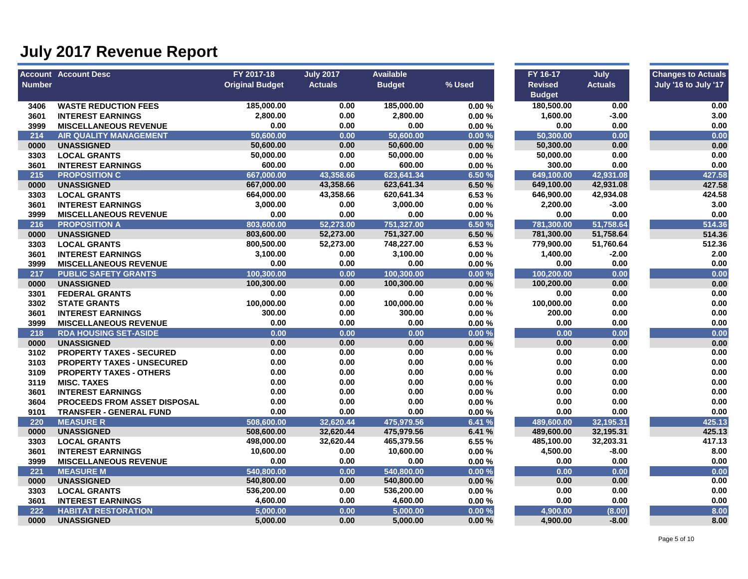# July 2017 Revenue Report

| Account Number | Account Desc | FY 2017-18 Original Budget | July 2017 Actuals | Available Budget | % Used | FY 16-17 Revised Budget | July Actuals | Changes to Actuals July '16 to July '17 |
|---|---|---|---|---|---|---|---|---|
| 3406 | WASTE REDUCTION FEES | 185,000.00 | 0.00 | 185,000.00 | 0.00 % | 180,500.00 | 0.00 | 0.00 |
| 3601 | INTEREST EARNINGS | 2,800.00 | 0.00 | 2,800.00 | 0.00 % | 1,600.00 | -3.00 | 3.00 |
| 3999 | MISCELLANEOUS REVENUE | 0.00 | 0.00 | 0.00 | 0.00 % | 0.00 | 0.00 | 0.00 |
| 214 | AIR QUALITY MANAGEMENT | 50,600.00 | 0.00 | 50,600.00 | 0.00 % | 50,300.00 | 0.00 | 0.00 |
| 0000 | UNASSIGNED | 50,600.00 | 0.00 | 50,600.00 | 0.00 % | 50,300.00 | 0.00 | 0.00 |
| 3303 | LOCAL GRANTS | 50,000.00 | 0.00 | 50,000.00 | 0.00 % | 50,000.00 | 0.00 | 0.00 |
| 3601 | INTEREST EARNINGS | 600.00 | 0.00 | 600.00 | 0.00 % | 300.00 | 0.00 | 0.00 |
| 215 | PROPOSITION C | 667,000.00 | 43,358.66 | 623,641.34 | 6.50 % | 649,100.00 | 42,931.08 | 427.58 |
| 0000 | UNASSIGNED | 667,000.00 | 43,358.66 | 623,641.34 | 6.50 % | 649,100.00 | 42,931.08 | 427.58 |
| 3303 | LOCAL GRANTS | 664,000.00 | 43,358.66 | 620,641.34 | 6.53 % | 646,900.00 | 42,934.08 | 424.58 |
| 3601 | INTEREST EARNINGS | 3,000.00 | 0.00 | 3,000.00 | 0.00 % | 2,200.00 | -3.00 | 3.00 |
| 3999 | MISCELLANEOUS REVENUE | 0.00 | 0.00 | 0.00 | 0.00 % | 0.00 | 0.00 | 0.00 |
| 216 | PROPOSITION A | 803,600.00 | 52,273.00 | 751,327.00 | 6.50 % | 781,300.00 | 51,758.64 | 514.36 |
| 0000 | UNASSIGNED | 803,600.00 | 52,273.00 | 751,327.00 | 6.50 % | 781,300.00 | 51,758.64 | 514.36 |
| 3303 | LOCAL GRANTS | 800,500.00 | 52,273.00 | 748,227.00 | 6.53 % | 779,900.00 | 51,760.64 | 512.36 |
| 3601 | INTEREST EARNINGS | 3,100.00 | 0.00 | 3,100.00 | 0.00 % | 1,400.00 | -2.00 | 2.00 |
| 3999 | MISCELLANEOUS REVENUE | 0.00 | 0.00 | 0.00 | 0.00 % | 0.00 | 0.00 | 0.00 |
| 217 | PUBLIC SAFETY GRANTS | 100,300.00 | 0.00 | 100,300.00 | 0.00 % | 100,200.00 | 0.00 | 0.00 |
| 0000 | UNASSIGNED | 100,300.00 | 0.00 | 100,300.00 | 0.00 % | 100,200.00 | 0.00 | 0.00 |
| 3301 | FEDERAL GRANTS | 0.00 | 0.00 | 0.00 | 0.00 % | 0.00 | 0.00 | 0.00 |
| 3302 | STATE GRANTS | 100,000.00 | 0.00 | 100,000.00 | 0.00 % | 100,000.00 | 0.00 | 0.00 |
| 3601 | INTEREST EARNINGS | 300.00 | 0.00 | 300.00 | 0.00 % | 200.00 | 0.00 | 0.00 |
| 3999 | MISCELLANEOUS REVENUE | 0.00 | 0.00 | 0.00 | 0.00 % | 0.00 | 0.00 | 0.00 |
| 218 | RDA HOUSING SET-ASIDE | 0.00 | 0.00 | 0.00 | 0.00 % | 0.00 | 0.00 | 0.00 |
| 0000 | UNASSIGNED | 0.00 | 0.00 | 0.00 | 0.00 % | 0.00 | 0.00 | 0.00 |
| 3102 | PROPERTY TAXES - SECURED | 0.00 | 0.00 | 0.00 | 0.00 % | 0.00 | 0.00 | 0.00 |
| 3103 | PROPERTY TAXES - UNSECURED | 0.00 | 0.00 | 0.00 | 0.00 % | 0.00 | 0.00 | 0.00 |
| 3109 | PROPERTY TAXES - OTHERS | 0.00 | 0.00 | 0.00 | 0.00 % | 0.00 | 0.00 | 0.00 |
| 3119 | MISC. TAXES | 0.00 | 0.00 | 0.00 | 0.00 % | 0.00 | 0.00 | 0.00 |
| 3601 | INTEREST EARNINGS | 0.00 | 0.00 | 0.00 | 0.00 % | 0.00 | 0.00 | 0.00 |
| 3604 | PROCEEDS FROM ASSET DISPOSAL | 0.00 | 0.00 | 0.00 | 0.00 % | 0.00 | 0.00 | 0.00 |
| 9101 | TRANSFER - GENERAL FUND | 0.00 | 0.00 | 0.00 | 0.00 % | 0.00 | 0.00 | 0.00 |
| 220 | MEASURE R | 508,600.00 | 32,620.44 | 475,979.56 | 6.41 % | 489,600.00 | 32,195.31 | 425.13 |
| 0000 | UNASSIGNED | 508,600.00 | 32,620.44 | 475,979.56 | 6.41 % | 489,600.00 | 32,195.31 | 425.13 |
| 3303 | LOCAL GRANTS | 498,000.00 | 32,620.44 | 465,379.56 | 6.55 % | 485,100.00 | 32,203.31 | 417.13 |
| 3601 | INTEREST EARNINGS | 10,600.00 | 0.00 | 10,600.00 | 0.00 % | 4,500.00 | -8.00 | 8.00 |
| 3999 | MISCELLANEOUS REVENUE | 0.00 | 0.00 | 0.00 | 0.00 % | 0.00 | 0.00 | 0.00 |
| 221 | MEASURE M | 540,800.00 | 0.00 | 540,800.00 | 0.00 % | 0.00 | 0.00 | 0.00 |
| 0000 | UNASSIGNED | 540,800.00 | 0.00 | 540,800.00 | 0.00 % | 0.00 | 0.00 | 0.00 |
| 3303 | LOCAL GRANTS | 536,200.00 | 0.00 | 536,200.00 | 0.00 % | 0.00 | 0.00 | 0.00 |
| 3601 | INTEREST EARNINGS | 4,600.00 | 0.00 | 4,600.00 | 0.00 % | 0.00 | 0.00 | 0.00 |
| 222 | HABITAT RESTORATION | 5,000.00 | 0.00 | 5,000.00 | 0.00 % | 4,900.00 | (8.00) | 8.00 |
| 0000 | UNASSIGNED | 5,000.00 | 0.00 | 5,000.00 | 0.00 % | 4,900.00 | -8.00 | 8.00 |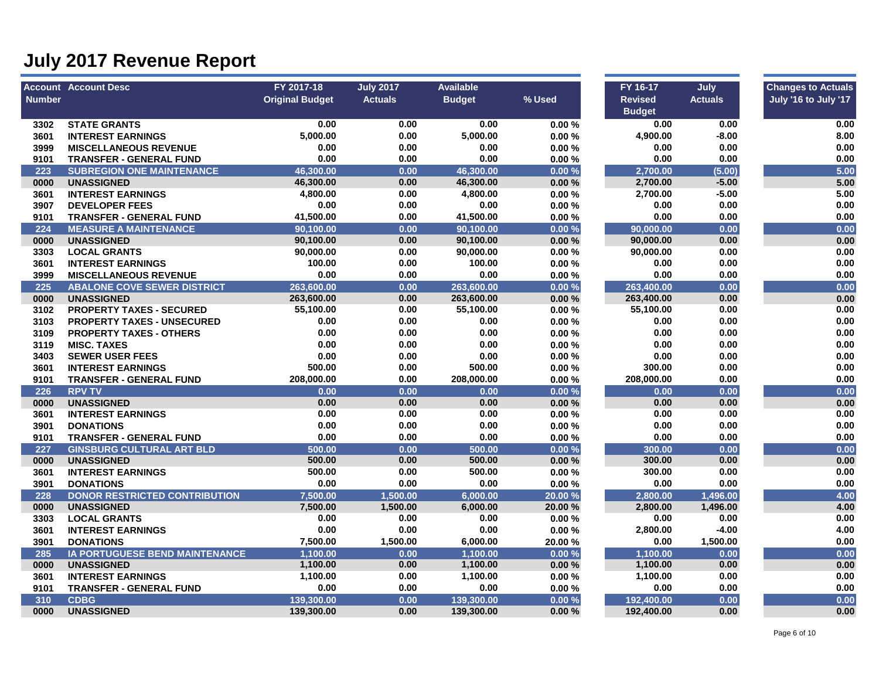# July 2017 Revenue Report

| Account Number | Account Desc | FY 2017-18 Original Budget | July 2017 Actuals | Available Budget | % Used | FY 16-17 Revised Budget | July Actuals | Changes to Actuals July '16 to July '17 |
|---|---|---|---|---|---|---|---|---|
| 3302 | STATE GRANTS | 0.00 | 0.00 | 0.00 | 0.00 % | 0.00 | 0.00 | 0.00 |
| 3601 | INTEREST EARNINGS | 5,000.00 | 0.00 | 5,000.00 | 0.00 % | 4,900.00 | -8.00 | 8.00 |
| 3999 | MISCELLANEOUS REVENUE | 0.00 | 0.00 | 0.00 | 0.00 % | 0.00 | 0.00 | 0.00 |
| 9101 | TRANSFER - GENERAL FUND | 0.00 | 0.00 | 0.00 | 0.00 % | 0.00 | 0.00 | 0.00 |
| 223 | SUBREGION ONE MAINTENANCE | 46,300.00 | 0.00 | 46,300.00 | 0.00 % | 2,700.00 | (5.00) | 5.00 |
| 0000 | UNASSIGNED | 46,300.00 | 0.00 | 46,300.00 | 0.00 % | 2,700.00 | -5.00 | 5.00 |
| 3601 | INTEREST EARNINGS | 4,800.00 | 0.00 | 4,800.00 | 0.00 % | 2,700.00 | -5.00 | 5.00 |
| 3907 | DEVELOPER FEES | 0.00 | 0.00 | 0.00 | 0.00 % | 0.00 | 0.00 | 0.00 |
| 9101 | TRANSFER - GENERAL FUND | 41,500.00 | 0.00 | 41,500.00 | 0.00 % | 0.00 | 0.00 | 0.00 |
| 224 | MEASURE A MAINTENANCE | 90,100.00 | 0.00 | 90,100.00 | 0.00 % | 90,000.00 | 0.00 | 0.00 |
| 0000 | UNASSIGNED | 90,100.00 | 0.00 | 90,100.00 | 0.00 % | 90,000.00 | 0.00 | 0.00 |
| 3303 | LOCAL GRANTS | 90,000.00 | 0.00 | 90,000.00 | 0.00 % | 90,000.00 | 0.00 | 0.00 |
| 3601 | INTEREST EARNINGS | 100.00 | 0.00 | 100.00 | 0.00 % | 0.00 | 0.00 | 0.00 |
| 3999 | MISCELLANEOUS REVENUE | 0.00 | 0.00 | 0.00 | 0.00 % | 0.00 | 0.00 | 0.00 |
| 225 | ABALONE COVE SEWER DISTRICT | 263,600.00 | 0.00 | 263,600.00 | 0.00 % | 263,400.00 | 0.00 | 0.00 |
| 0000 | UNASSIGNED | 263,600.00 | 0.00 | 263,600.00 | 0.00 % | 263,400.00 | 0.00 | 0.00 |
| 3102 | PROPERTY TAXES - SECURED | 55,100.00 | 0.00 | 55,100.00 | 0.00 % | 55,100.00 | 0.00 | 0.00 |
| 3103 | PROPERTY TAXES - UNSECURED | 0.00 | 0.00 | 0.00 | 0.00 % | 0.00 | 0.00 | 0.00 |
| 3109 | PROPERTY TAXES - OTHERS | 0.00 | 0.00 | 0.00 | 0.00 % | 0.00 | 0.00 | 0.00 |
| 3119 | MISC. TAXES | 0.00 | 0.00 | 0.00 | 0.00 % | 0.00 | 0.00 | 0.00 |
| 3403 | SEWER USER FEES | 0.00 | 0.00 | 0.00 | 0.00 % | 0.00 | 0.00 | 0.00 |
| 3601 | INTEREST EARNINGS | 500.00 | 0.00 | 500.00 | 0.00 % | 300.00 | 0.00 | 0.00 |
| 9101 | TRANSFER - GENERAL FUND | 208,000.00 | 0.00 | 208,000.00 | 0.00 % | 208,000.00 | 0.00 | 0.00 |
| 226 | RPV TV | 0.00 | 0.00 | 0.00 | 0.00 % | 0.00 | 0.00 | 0.00 |
| 0000 | UNASSIGNED | 0.00 | 0.00 | 0.00 | 0.00 % | 0.00 | 0.00 | 0.00 |
| 3601 | INTEREST EARNINGS | 0.00 | 0.00 | 0.00 | 0.00 % | 0.00 | 0.00 | 0.00 |
| 3901 | DONATIONS | 0.00 | 0.00 | 0.00 | 0.00 % | 0.00 | 0.00 | 0.00 |
| 9101 | TRANSFER - GENERAL FUND | 0.00 | 0.00 | 0.00 | 0.00 % | 0.00 | 0.00 | 0.00 |
| 227 | GINSBURG CULTURAL ART BLD | 500.00 | 0.00 | 500.00 | 0.00 % | 300.00 | 0.00 | 0.00 |
| 0000 | UNASSIGNED | 500.00 | 0.00 | 500.00 | 0.00 % | 300.00 | 0.00 | 0.00 |
| 3601 | INTEREST EARNINGS | 500.00 | 0.00 | 500.00 | 0.00 % | 300.00 | 0.00 | 0.00 |
| 3901 | DONATIONS | 0.00 | 0.00 | 0.00 | 0.00 % | 0.00 | 0.00 | 0.00 |
| 228 | DONOR RESTRICTED CONTRIBUTION | 7,500.00 | 1,500.00 | 6,000.00 | 20.00 % | 2,800.00 | 1,496.00 | 4.00 |
| 0000 | UNASSIGNED | 7,500.00 | 1,500.00 | 6,000.00 | 20.00 % | 2,800.00 | 1,496.00 | 4.00 |
| 3303 | LOCAL GRANTS | 0.00 | 0.00 | 0.00 | 0.00 % | 0.00 | 0.00 | 0.00 |
| 3601 | INTEREST EARNINGS | 0.00 | 0.00 | 0.00 | 0.00 % | 2,800.00 | -4.00 | 4.00 |
| 3901 | DONATIONS | 7,500.00 | 1,500.00 | 6,000.00 | 20.00 % | 0.00 | 1,500.00 | 0.00 |
| 285 | IA PORTUGUESE BEND MAINTENANCE | 1,100.00 | 0.00 | 1,100.00 | 0.00 % | 1,100.00 | 0.00 | 0.00 |
| 0000 | UNASSIGNED | 1,100.00 | 0.00 | 1,100.00 | 0.00 % | 1,100.00 | 0.00 | 0.00 |
| 3601 | INTEREST EARNINGS | 1,100.00 | 0.00 | 1,100.00 | 0.00 % | 1,100.00 | 0.00 | 0.00 |
| 9101 | TRANSFER - GENERAL FUND | 0.00 | 0.00 | 0.00 | 0.00 % | 0.00 | 0.00 | 0.00 |
| 310 | CDBG | 139,300.00 | 0.00 | 139,300.00 | 0.00 % | 192,400.00 | 0.00 | 0.00 |
| 0000 | UNASSIGNED | 139,300.00 | 0.00 | 139,300.00 | 0.00 % | 192,400.00 | 0.00 | 0.00 |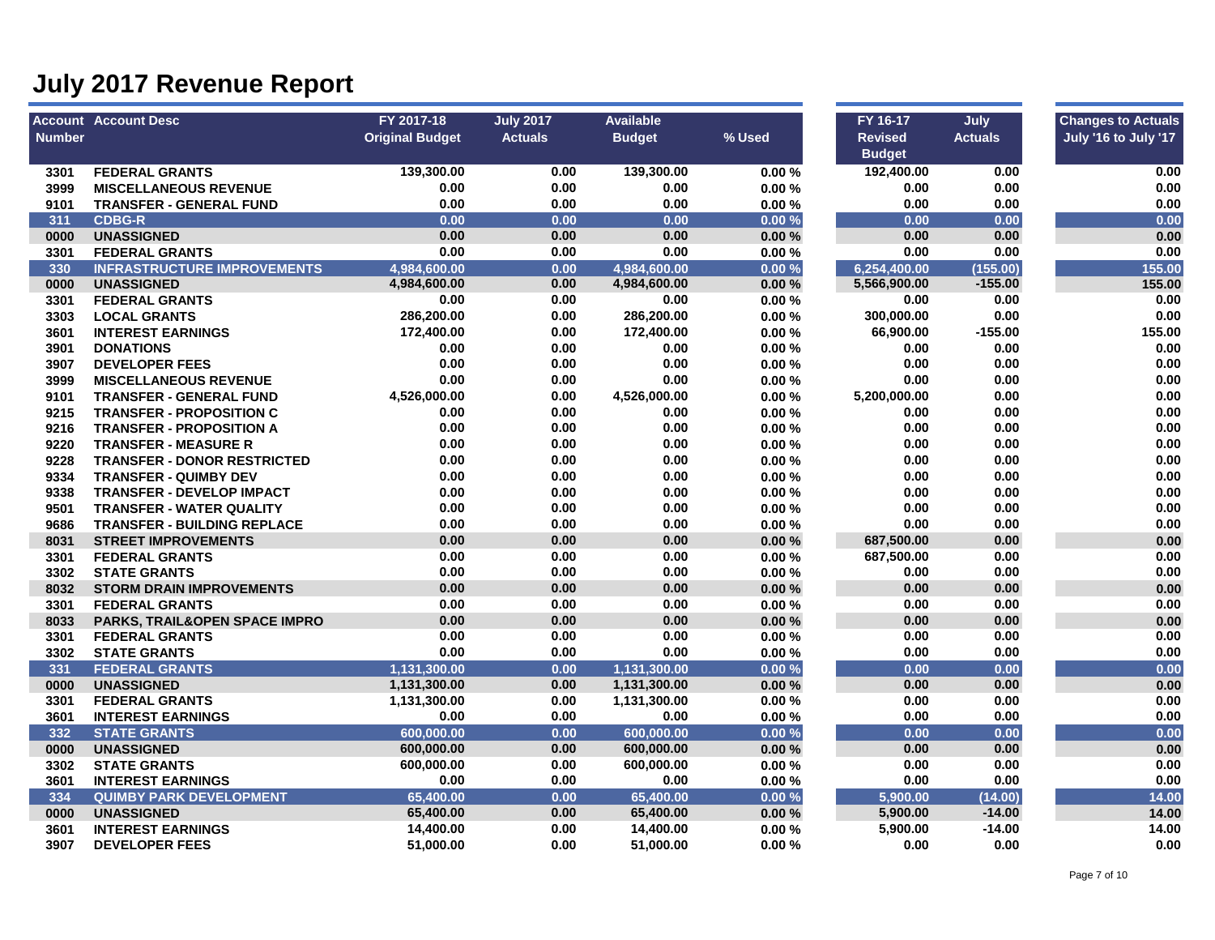# July 2017 Revenue Report

| Account Number | Account Desc | FY 2017-18 Original Budget | July 2017 Actuals | Available Budget | % Used | FY 16-17 Revised Budget | July Actuals | Changes to Actuals July '16 to July '17 |
|---|---|---|---|---|---|---|---|---|
| 3301 | FEDERAL GRANTS | 139,300.00 | 0.00 | 139,300.00 | 0.00 % | 192,400.00 | 0.00 | 0.00 |
| 3999 | MISCELLANEOUS REVENUE | 0.00 | 0.00 | 0.00 | 0.00 % | 0.00 | 0.00 | 0.00 |
| 9101 | TRANSFER - GENERAL FUND | 0.00 | 0.00 | 0.00 | 0.00 % | 0.00 | 0.00 | 0.00 |
| 311 | CDBG-R | 0.00 | 0.00 | 0.00 | 0.00 % | 0.00 | 0.00 | 0.00 |
| 0000 | UNASSIGNED | 0.00 | 0.00 | 0.00 | 0.00 % | 0.00 | 0.00 | 0.00 |
| 3301 | FEDERAL GRANTS | 0.00 | 0.00 | 0.00 | 0.00 % | 0.00 | 0.00 | 0.00 |
| 330 | INFRASTRUCTURE IMPROVEMENTS | 4,984,600.00 | 0.00 | 4,984,600.00 | 0.00 % | 6,254,400.00 | (155.00) | 155.00 |
| 0000 | UNASSIGNED | 4,984,600.00 | 0.00 | 4,984,600.00 | 0.00 % | 5,566,900.00 | -155.00 | 155.00 |
| 3301 | FEDERAL GRANTS | 0.00 | 0.00 | 0.00 | 0.00 % | 0.00 | 0.00 | 0.00 |
| 3303 | LOCAL GRANTS | 286,200.00 | 0.00 | 286,200.00 | 0.00 % | 300,000.00 | 0.00 | 0.00 |
| 3601 | INTEREST EARNINGS | 172,400.00 | 0.00 | 172,400.00 | 0.00 % | 66,900.00 | -155.00 | 155.00 |
| 3901 | DONATIONS | 0.00 | 0.00 | 0.00 | 0.00 % | 0.00 | 0.00 | 0.00 |
| 3907 | DEVELOPER FEES | 0.00 | 0.00 | 0.00 | 0.00 % | 0.00 | 0.00 | 0.00 |
| 3999 | MISCELLANEOUS REVENUE | 0.00 | 0.00 | 0.00 | 0.00 % | 0.00 | 0.00 | 0.00 |
| 9101 | TRANSFER - GENERAL FUND | 4,526,000.00 | 0.00 | 4,526,000.00 | 0.00 % | 5,200,000.00 | 0.00 | 0.00 |
| 9215 | TRANSFER - PROPOSITION C | 0.00 | 0.00 | 0.00 | 0.00 % | 0.00 | 0.00 | 0.00 |
| 9216 | TRANSFER - PROPOSITION A | 0.00 | 0.00 | 0.00 | 0.00 % | 0.00 | 0.00 | 0.00 |
| 9220 | TRANSFER - MEASURE R | 0.00 | 0.00 | 0.00 | 0.00 % | 0.00 | 0.00 | 0.00 |
| 9228 | TRANSFER - DONOR RESTRICTED | 0.00 | 0.00 | 0.00 | 0.00 % | 0.00 | 0.00 | 0.00 |
| 9334 | TRANSFER - QUIMBY DEV | 0.00 | 0.00 | 0.00 | 0.00 % | 0.00 | 0.00 | 0.00 |
| 9338 | TRANSFER - DEVELOP IMPACT | 0.00 | 0.00 | 0.00 | 0.00 % | 0.00 | 0.00 | 0.00 |
| 9501 | TRANSFER - WATER QUALITY | 0.00 | 0.00 | 0.00 | 0.00 % | 0.00 | 0.00 | 0.00 |
| 9686 | TRANSFER - BUILDING REPLACE | 0.00 | 0.00 | 0.00 | 0.00 % | 0.00 | 0.00 | 0.00 |
| 8031 | STREET IMPROVEMENTS | 0.00 | 0.00 | 0.00 | 0.00 % | 687,500.00 | 0.00 | 0.00 |
| 3301 | FEDERAL GRANTS | 0.00 | 0.00 | 0.00 | 0.00 % | 687,500.00 | 0.00 | 0.00 |
| 3302 | STATE GRANTS | 0.00 | 0.00 | 0.00 | 0.00 % | 0.00 | 0.00 | 0.00 |
| 8032 | STORM DRAIN IMPROVEMENTS | 0.00 | 0.00 | 0.00 | 0.00 % | 0.00 | 0.00 | 0.00 |
| 3301 | FEDERAL GRANTS | 0.00 | 0.00 | 0.00 | 0.00 % | 0.00 | 0.00 | 0.00 |
| 8033 | PARKS, TRAIL&OPEN SPACE IMPRO | 0.00 | 0.00 | 0.00 | 0.00 % | 0.00 | 0.00 | 0.00 |
| 3301 | FEDERAL GRANTS | 0.00 | 0.00 | 0.00 | 0.00 % | 0.00 | 0.00 | 0.00 |
| 3302 | STATE GRANTS | 0.00 | 0.00 | 0.00 | 0.00 % | 0.00 | 0.00 | 0.00 |
| 331 | FEDERAL GRANTS | 1,131,300.00 | 0.00 | 1,131,300.00 | 0.00 % | 0.00 | 0.00 | 0.00 |
| 0000 | UNASSIGNED | 1,131,300.00 | 0.00 | 1,131,300.00 | 0.00 % | 0.00 | 0.00 | 0.00 |
| 3301 | FEDERAL GRANTS | 1,131,300.00 | 0.00 | 1,131,300.00 | 0.00 % | 0.00 | 0.00 | 0.00 |
| 3601 | INTEREST EARNINGS | 0.00 | 0.00 | 0.00 | 0.00 % | 0.00 | 0.00 | 0.00 |
| 332 | STATE GRANTS | 600,000.00 | 0.00 | 600,000.00 | 0.00 % | 0.00 | 0.00 | 0.00 |
| 0000 | UNASSIGNED | 600,000.00 | 0.00 | 600,000.00 | 0.00 % | 0.00 | 0.00 | 0.00 |
| 3302 | STATE GRANTS | 600,000.00 | 0.00 | 600,000.00 | 0.00 % | 0.00 | 0.00 | 0.00 |
| 3601 | INTEREST EARNINGS | 0.00 | 0.00 | 0.00 | 0.00 % | 0.00 | 0.00 | 0.00 |
| 334 | QUIMBY PARK DEVELOPMENT | 65,400.00 | 0.00 | 65,400.00 | 0.00 % | 5,900.00 | (14.00) | 14.00 |
| 0000 | UNASSIGNED | 65,400.00 | 0.00 | 65,400.00 | 0.00 % | 5,900.00 | -14.00 | 14.00 |
| 3601 | INTEREST EARNINGS | 14,400.00 | 0.00 | 14,400.00 | 0.00 % | 5,900.00 | -14.00 | 14.00 |
| 3907 | DEVELOPER FEES | 51,000.00 | 0.00 | 51,000.00 | 0.00 % | 0.00 | 0.00 | 0.00 |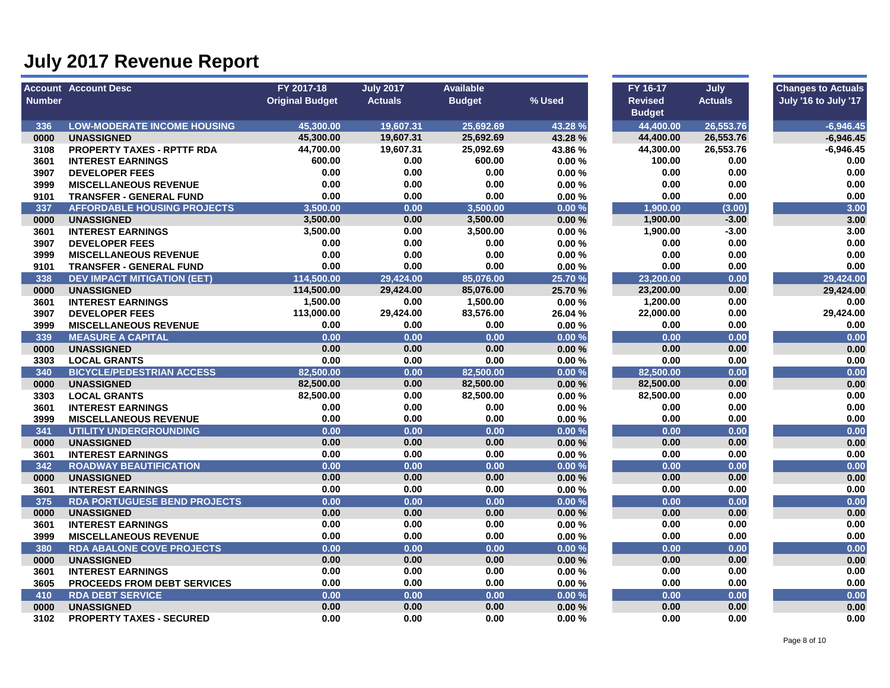# July 2017 Revenue Report

| Account Number | Account Desc | FY 2017-18 Original Budget | July 2017 Actuals | Available Budget | % Used | FY 16-17 Revised Budget | July Actuals | Changes to Actuals July '16 to July '17 |
|---|---|---|---|---|---|---|---|---|
| 336 | LOW-MODERATE INCOME HOUSING | 45,300.00 | 19,607.31 | 25,692.69 | 43.28 % | 44,400.00 | 26,553.76 | -6,946.45 |
| 0000 | UNASSIGNED | 45,300.00 | 19,607.31 | 25,692.69 | 43.28 % | 44,400.00 | 26,553.76 | -6,946.45 |
| 3108 | PROPERTY TAXES - RPTTF RDA | 44,700.00 | 19,607.31 | 25,092.69 | 43.86 % | 44,300.00 | 26,553.76 | -6,946.45 |
| 3601 | INTEREST EARNINGS | 600.00 | 0.00 | 600.00 | 0.00 % | 100.00 | 0.00 | 0.00 |
| 3907 | DEVELOPER FEES | 0.00 | 0.00 | 0.00 | 0.00 % | 0.00 | 0.00 | 0.00 |
| 3999 | MISCELLANEOUS REVENUE | 0.00 | 0.00 | 0.00 | 0.00 % | 0.00 | 0.00 | 0.00 |
| 9101 | TRANSFER - GENERAL FUND | 0.00 | 0.00 | 0.00 | 0.00 % | 0.00 | 0.00 | 0.00 |
| 337 | AFFORDABLE HOUSING PROJECTS | 3,500.00 | 0.00 | 3,500.00 | 0.00 % | 1,900.00 | (3.00) | 3.00 |
| 0000 | UNASSIGNED | 3,500.00 | 0.00 | 3,500.00 | 0.00 % | 1,900.00 | -3.00 | 3.00 |
| 3601 | INTEREST EARNINGS | 3,500.00 | 0.00 | 3,500.00 | 0.00 % | 1,900.00 | -3.00 | 3.00 |
| 3907 | DEVELOPER FEES | 0.00 | 0.00 | 0.00 | 0.00 % | 0.00 | 0.00 | 0.00 |
| 3999 | MISCELLANEOUS REVENUE | 0.00 | 0.00 | 0.00 | 0.00 % | 0.00 | 0.00 | 0.00 |
| 9101 | TRANSFER - GENERAL FUND | 0.00 | 0.00 | 0.00 | 0.00 % | 0.00 | 0.00 | 0.00 |
| 338 | DEV IMPACT MITIGATION (EET) | 114,500.00 | 29,424.00 | 85,076.00 | 25.70 % | 23,200.00 | 0.00 | 29,424.00 |
| 0000 | UNASSIGNED | 114,500.00 | 29,424.00 | 85,076.00 | 25.70 % | 23,200.00 | 0.00 | 29,424.00 |
| 3601 | INTEREST EARNINGS | 1,500.00 | 0.00 | 1,500.00 | 0.00 % | 1,200.00 | 0.00 | 0.00 |
| 3907 | DEVELOPER FEES | 113,000.00 | 29,424.00 | 83,576.00 | 26.04 % | 22,000.00 | 0.00 | 29,424.00 |
| 3999 | MISCELLANEOUS REVENUE | 0.00 | 0.00 | 0.00 | 0.00 % | 0.00 | 0.00 | 0.00 |
| 339 | MEASURE A CAPITAL | 0.00 | 0.00 | 0.00 | 0.00 % | 0.00 | 0.00 | 0.00 |
| 0000 | UNASSIGNED | 0.00 | 0.00 | 0.00 | 0.00 % | 0.00 | 0.00 | 0.00 |
| 3303 | LOCAL GRANTS | 0.00 | 0.00 | 0.00 | 0.00 % | 0.00 | 0.00 | 0.00 |
| 340 | BICYCLE/PEDESTRIAN ACCESS | 82,500.00 | 0.00 | 82,500.00 | 0.00 % | 82,500.00 | 0.00 | 0.00 |
| 0000 | UNASSIGNED | 82,500.00 | 0.00 | 82,500.00 | 0.00 % | 82,500.00 | 0.00 | 0.00 |
| 3303 | LOCAL GRANTS | 82,500.00 | 0.00 | 82,500.00 | 0.00 % | 82,500.00 | 0.00 | 0.00 |
| 3601 | INTEREST EARNINGS | 0.00 | 0.00 | 0.00 | 0.00 % | 0.00 | 0.00 | 0.00 |
| 3999 | MISCELLANEOUS REVENUE | 0.00 | 0.00 | 0.00 | 0.00 % | 0.00 | 0.00 | 0.00 |
| 341 | UTILITY UNDERGROUNDING | 0.00 | 0.00 | 0.00 | 0.00 % | 0.00 | 0.00 | 0.00 |
| 0000 | UNASSIGNED | 0.00 | 0.00 | 0.00 | 0.00 % | 0.00 | 0.00 | 0.00 |
| 3601 | INTEREST EARNINGS | 0.00 | 0.00 | 0.00 | 0.00 % | 0.00 | 0.00 | 0.00 |
| 342 | ROADWAY BEAUTIFICATION | 0.00 | 0.00 | 0.00 | 0.00 % | 0.00 | 0.00 | 0.00 |
| 0000 | UNASSIGNED | 0.00 | 0.00 | 0.00 | 0.00 % | 0.00 | 0.00 | 0.00 |
| 3601 | INTEREST EARNINGS | 0.00 | 0.00 | 0.00 | 0.00 % | 0.00 | 0.00 | 0.00 |
| 375 | RDA PORTUGUESE BEND PROJECTS | 0.00 | 0.00 | 0.00 | 0.00 % | 0.00 | 0.00 | 0.00 |
| 0000 | UNASSIGNED | 0.00 | 0.00 | 0.00 | 0.00 % | 0.00 | 0.00 | 0.00 |
| 3601 | INTEREST EARNINGS | 0.00 | 0.00 | 0.00 | 0.00 % | 0.00 | 0.00 | 0.00 |
| 3999 | MISCELLANEOUS REVENUE | 0.00 | 0.00 | 0.00 | 0.00 % | 0.00 | 0.00 | 0.00 |
| 380 | RDA ABALONE COVE PROJECTS | 0.00 | 0.00 | 0.00 | 0.00 % | 0.00 | 0.00 | 0.00 |
| 0000 | UNASSIGNED | 0.00 | 0.00 | 0.00 | 0.00 % | 0.00 | 0.00 | 0.00 |
| 3601 | INTEREST EARNINGS | 0.00 | 0.00 | 0.00 | 0.00 % | 0.00 | 0.00 | 0.00 |
| 3605 | PROCEEDS FROM DEBT SERVICES | 0.00 | 0.00 | 0.00 | 0.00 % | 0.00 | 0.00 | 0.00 |
| 410 | RDA DEBT SERVICE | 0.00 | 0.00 | 0.00 | 0.00 % | 0.00 | 0.00 | 0.00 |
| 0000 | UNASSIGNED | 0.00 | 0.00 | 0.00 | 0.00 % | 0.00 | 0.00 | 0.00 |
| 3102 | PROPERTY TAXES - SECURED | 0.00 | 0.00 | 0.00 | 0.00 % | 0.00 | 0.00 | 0.00 |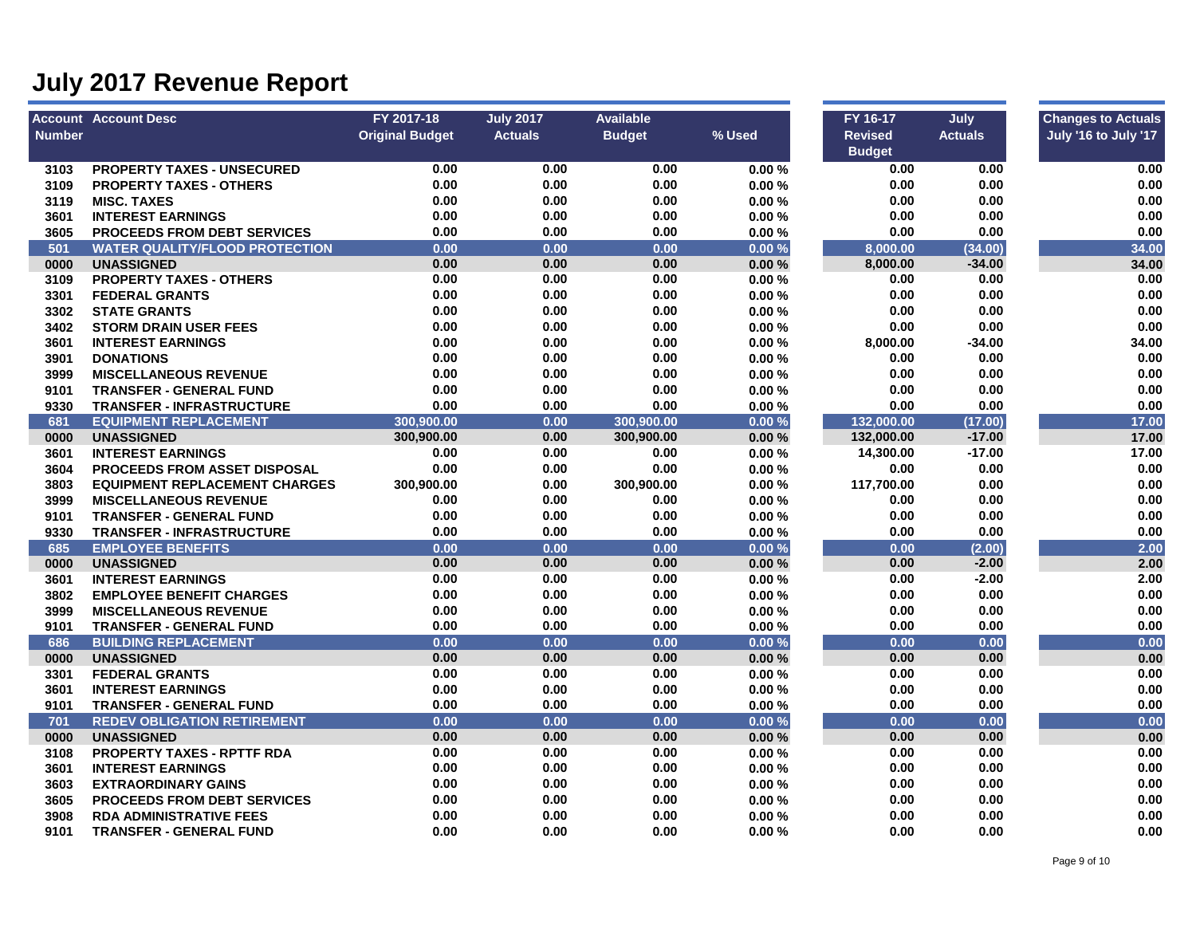# July 2017 Revenue Report

| Account Number | Account Desc | FY 2017-18 Original Budget | July 2017 Actuals | Available Budget | % Used | FY 16-17 Revised Budget | July Actuals | Changes to Actuals July '16 to July '17 |
|---|---|---|---|---|---|---|---|---|
| 3103 | PROPERTY TAXES - UNSECURED | 0.00 | 0.00 | 0.00 | 0.00 % | 0.00 | 0.00 | 0.00 |
| 3109 | PROPERTY TAXES - OTHERS | 0.00 | 0.00 | 0.00 | 0.00 % | 0.00 | 0.00 | 0.00 |
| 3119 | MISC. TAXES | 0.00 | 0.00 | 0.00 | 0.00 % | 0.00 | 0.00 | 0.00 |
| 3601 | INTEREST EARNINGS | 0.00 | 0.00 | 0.00 | 0.00 % | 0.00 | 0.00 | 0.00 |
| 3605 | PROCEEDS FROM DEBT SERVICES | 0.00 | 0.00 | 0.00 | 0.00 % | 0.00 | 0.00 | 0.00 |
| 501 | WATER QUALITY/FLOOD PROTECTION | 0.00 | 0.00 | 0.00 | 0.00 % | 8,000.00 | (34.00) | 34.00 |
| 0000 | UNASSIGNED | 0.00 | 0.00 | 0.00 | 0.00 % | 8,000.00 | -34.00 | 34.00 |
| 3109 | PROPERTY TAXES - OTHERS | 0.00 | 0.00 | 0.00 | 0.00 % | 0.00 | 0.00 | 0.00 |
| 3301 | FEDERAL GRANTS | 0.00 | 0.00 | 0.00 | 0.00 % | 0.00 | 0.00 | 0.00 |
| 3302 | STATE GRANTS | 0.00 | 0.00 | 0.00 | 0.00 % | 0.00 | 0.00 | 0.00 |
| 3402 | STORM DRAIN USER FEES | 0.00 | 0.00 | 0.00 | 0.00 % | 0.00 | 0.00 | 0.00 |
| 3601 | INTEREST EARNINGS | 0.00 | 0.00 | 0.00 | 0.00 % | 8,000.00 | -34.00 | 34.00 |
| 3901 | DONATIONS | 0.00 | 0.00 | 0.00 | 0.00 % | 0.00 | 0.00 | 0.00 |
| 3999 | MISCELLANEOUS REVENUE | 0.00 | 0.00 | 0.00 | 0.00 % | 0.00 | 0.00 | 0.00 |
| 9101 | TRANSFER - GENERAL FUND | 0.00 | 0.00 | 0.00 | 0.00 % | 0.00 | 0.00 | 0.00 |
| 9330 | TRANSFER - INFRASTRUCTURE | 0.00 | 0.00 | 0.00 | 0.00 % | 0.00 | 0.00 | 0.00 |
| 681 | EQUIPMENT REPLACEMENT | 300,900.00 | 0.00 | 300,900.00 | 0.00 % | 132,000.00 | (17.00) | 17.00 |
| 0000 | UNASSIGNED | 300,900.00 | 0.00 | 300,900.00 | 0.00 % | 132,000.00 | -17.00 | 17.00 |
| 3601 | INTEREST EARNINGS | 0.00 | 0.00 | 0.00 | 0.00 % | 14,300.00 | -17.00 | 17.00 |
| 3604 | PROCEEDS FROM ASSET DISPOSAL | 0.00 | 0.00 | 0.00 | 0.00 % | 0.00 | 0.00 | 0.00 |
| 3803 | EQUIPMENT REPLACEMENT CHARGES | 300,900.00 | 0.00 | 300,900.00 | 0.00 % | 117,700.00 | 0.00 | 0.00 |
| 3999 | MISCELLANEOUS REVENUE | 0.00 | 0.00 | 0.00 | 0.00 % | 0.00 | 0.00 | 0.00 |
| 9101 | TRANSFER - GENERAL FUND | 0.00 | 0.00 | 0.00 | 0.00 % | 0.00 | 0.00 | 0.00 |
| 9330 | TRANSFER - INFRASTRUCTURE | 0.00 | 0.00 | 0.00 | 0.00 % | 0.00 | 0.00 | 0.00 |
| 685 | EMPLOYEE BENEFITS | 0.00 | 0.00 | 0.00 | 0.00 % | 0.00 | (2.00) | 2.00 |
| 0000 | UNASSIGNED | 0.00 | 0.00 | 0.00 | 0.00 % | 0.00 | -2.00 | 2.00 |
| 3601 | INTEREST EARNINGS | 0.00 | 0.00 | 0.00 | 0.00 % | 0.00 | -2.00 | 2.00 |
| 3802 | EMPLOYEE BENEFIT CHARGES | 0.00 | 0.00 | 0.00 | 0.00 % | 0.00 | 0.00 | 0.00 |
| 3999 | MISCELLANEOUS REVENUE | 0.00 | 0.00 | 0.00 | 0.00 % | 0.00 | 0.00 | 0.00 |
| 9101 | TRANSFER - GENERAL FUND | 0.00 | 0.00 | 0.00 | 0.00 % | 0.00 | 0.00 | 0.00 |
| 686 | BUILDING REPLACEMENT | 0.00 | 0.00 | 0.00 | 0.00 % | 0.00 | 0.00 | 0.00 |
| 0000 | UNASSIGNED | 0.00 | 0.00 | 0.00 | 0.00 % | 0.00 | 0.00 | 0.00 |
| 3301 | FEDERAL GRANTS | 0.00 | 0.00 | 0.00 | 0.00 % | 0.00 | 0.00 | 0.00 |
| 3601 | INTEREST EARNINGS | 0.00 | 0.00 | 0.00 | 0.00 % | 0.00 | 0.00 | 0.00 |
| 9101 | TRANSFER - GENERAL FUND | 0.00 | 0.00 | 0.00 | 0.00 % | 0.00 | 0.00 | 0.00 |
| 701 | REDEV OBLIGATION RETIREMENT | 0.00 | 0.00 | 0.00 | 0.00 % | 0.00 | 0.00 | 0.00 |
| 0000 | UNASSIGNED | 0.00 | 0.00 | 0.00 | 0.00 % | 0.00 | 0.00 | 0.00 |
| 3108 | PROPERTY TAXES - RPTTF RDA | 0.00 | 0.00 | 0.00 | 0.00 % | 0.00 | 0.00 | 0.00 |
| 3601 | INTEREST EARNINGS | 0.00 | 0.00 | 0.00 | 0.00 % | 0.00 | 0.00 | 0.00 |
| 3603 | EXTRAORDINARY GAINS | 0.00 | 0.00 | 0.00 | 0.00 % | 0.00 | 0.00 | 0.00 |
| 3605 | PROCEEDS FROM DEBT SERVICES | 0.00 | 0.00 | 0.00 | 0.00 % | 0.00 | 0.00 | 0.00 |
| 3908 | RDA ADMINISTRATIVE FEES | 0.00 | 0.00 | 0.00 | 0.00 % | 0.00 | 0.00 | 0.00 |
| 9101 | TRANSFER - GENERAL FUND | 0.00 | 0.00 | 0.00 | 0.00 % | 0.00 | 0.00 | 0.00 |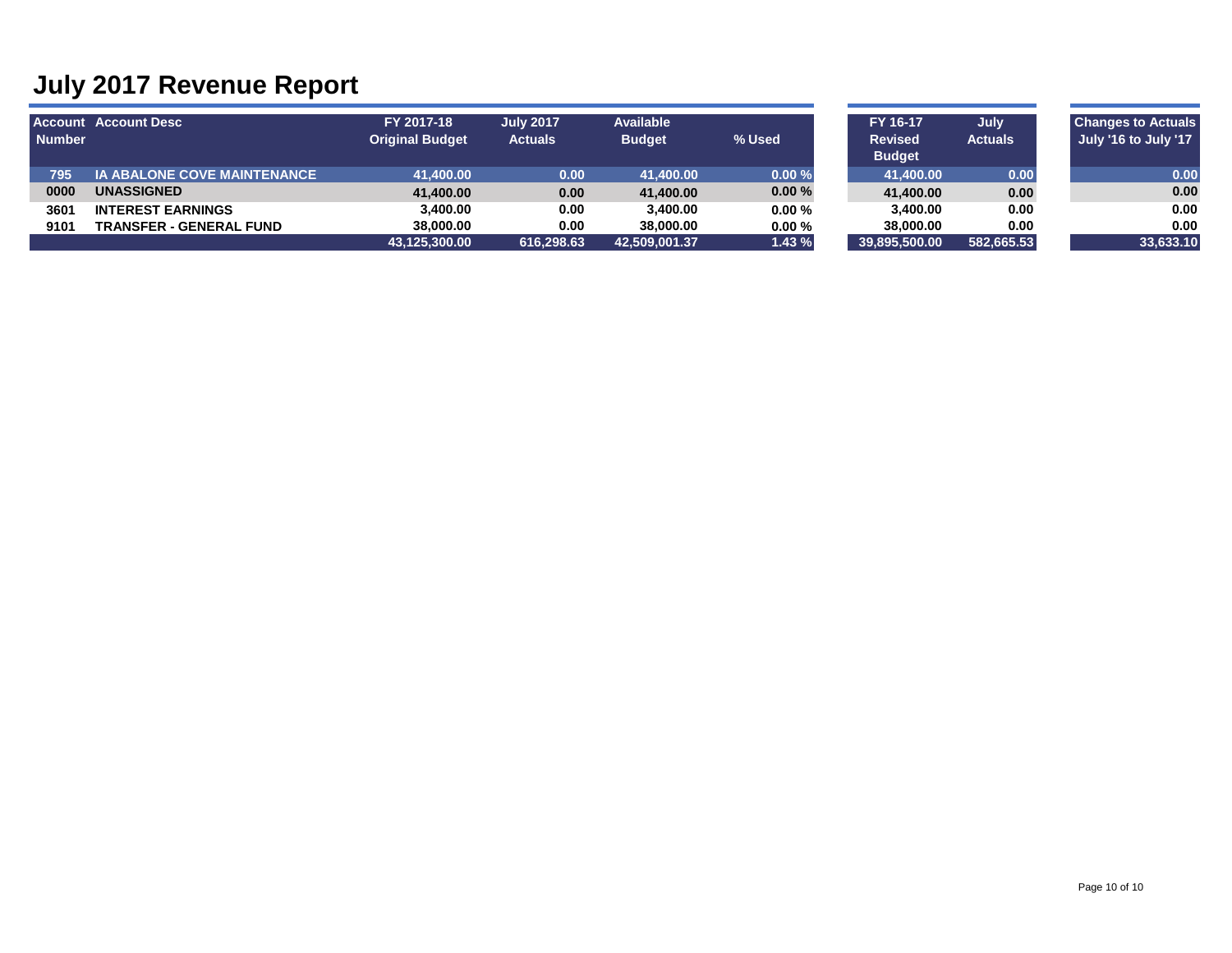# July 2017 Revenue Report

| Account Number | Account Desc | FY 2017-18 Original Budget | July 2017 Actuals | Available Budget | % Used | FY 16-17 Revised Budget | July Actuals | Changes to Actuals July '16 to July '17 |
|---|---|---|---|---|---|---|---|---|
| 795 | IA ABALONE COVE MAINTENANCE | 41,400.00 | 0.00 | 41,400.00 | 0.00 % | 41,400.00 | 0.00 | 0.00 |
| 0000 | UNASSIGNED | 41,400.00 | 0.00 | 41,400.00 | 0.00 % | 41,400.00 | 0.00 | 0.00 |
| 3601 | INTEREST EARNINGS | 3,400.00 | 0.00 | 3,400.00 | 0.00 % | 3,400.00 | 0.00 | 0.00 |
| 9101 | TRANSFER - GENERAL FUND | 38,000.00 | 0.00 | 38,000.00 | 0.00 % | 38,000.00 | 0.00 | 0.00 |
| | | 43,125,300.00 | 616,298.63 | 42,509,001.37 | 1.43 % | 39,895,500.00 | 582,665.53 | 33,633.10 |